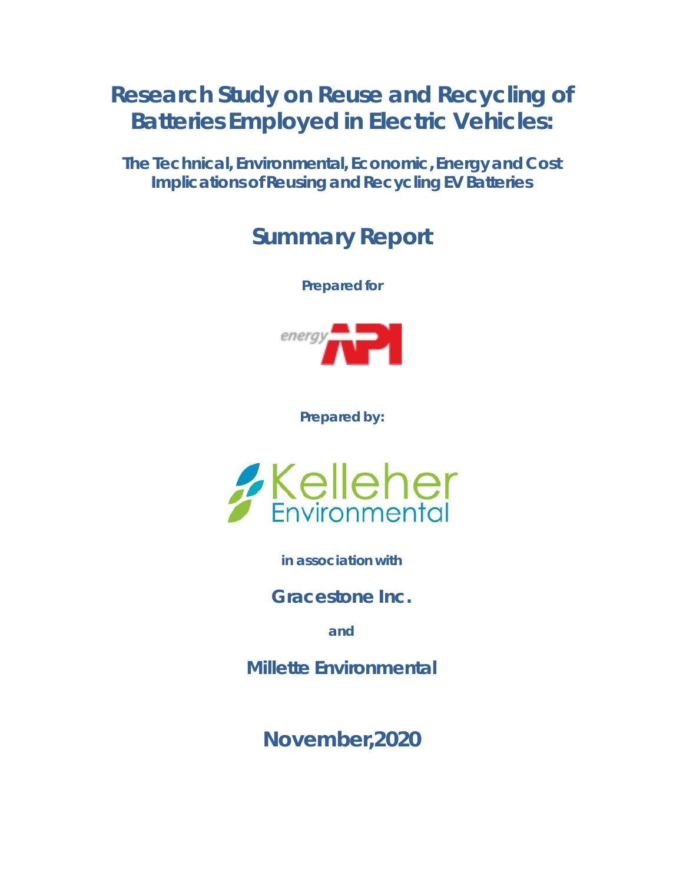# Research Study on Reuse and Recycling of Batteries Employed in Electric Vehicles:

## The Technical, Environmental, Economic, Energy and Cost Implications of Reusing and Recycling EV Batteries

## Summary Report

**Prepared for**

energy API

**Prepared by:**

Kelleher Environmental

**in association with**

**Gracestone Inc.**

**and**

**Millette Environmental**

**November, 2020**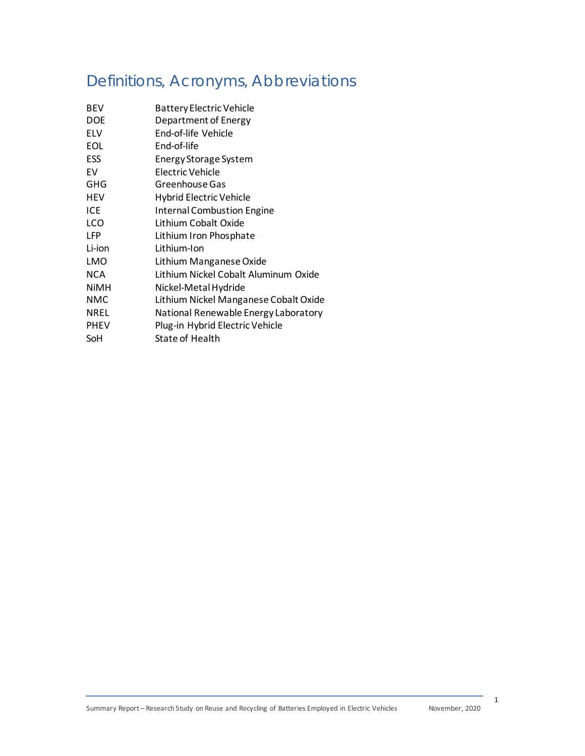# Definitions, Acronyms, Abbreviations

| | |
|---|---|
| BEV | Battery Electric Vehicle |
| DOE | Department of Energy |
| ELV | End-of-life Vehicle |
| EOL | End-of-life |
| ESS | Energy Storage System |
| EV | Electric Vehicle |
| GHG | Greenhouse Gas |
| HEV | Hybrid Electric Vehicle |
| ICE | Internal Combustion Engine |
| LCO | Lithium Cobalt Oxide |
| LFP | Lithium Iron Phosphate |
| Li-ion | Lithium-Ion |
| LMO | Lithium Manganese Oxide |
| NCA | Lithium Nickel Cobalt Aluminum Oxide |
| NiMH | Nickel-Metal Hydride |
| NMC | Lithium Nickel Manganese Cobalt Oxide |
| NREL | National Renewable Energy Laboratory |
| PHEV | Plug-in Hybrid Electric Vehicle |
| SoH | State of Health |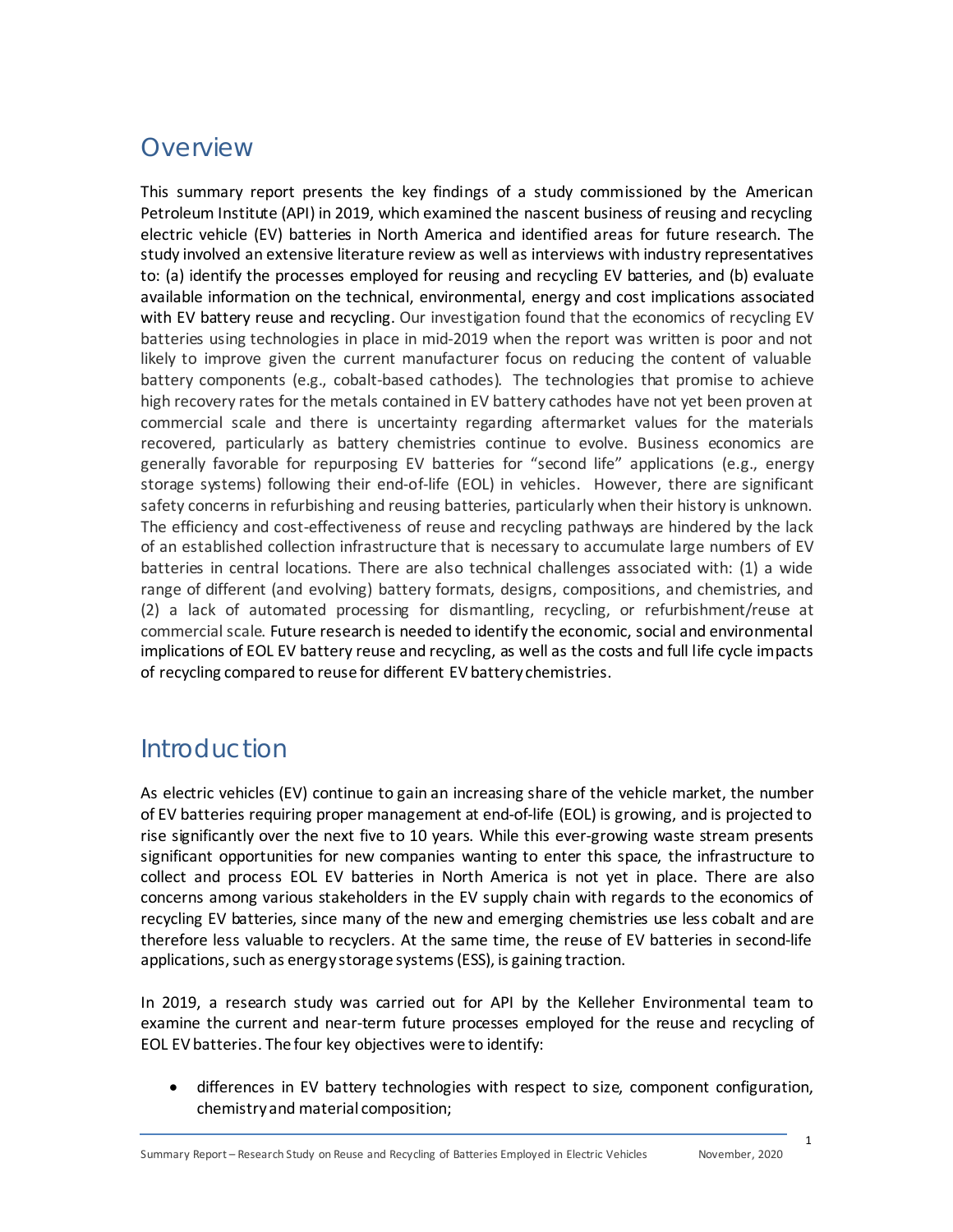## Overview

This summary report presents the key findings of a study commissioned by the American Petroleum Institute (API) in 2019, which examined the nascent business of reusing and recycling electric vehicle (EV) batteries in North America and identified areas for future research. The study involved an extensive literature review as well as interviews with industry representatives to: (a) identify the processes employed for reusing and recycling EV batteries, and (b) evaluate available information on the technical, environmental, energy and cost implications associated with EV battery reuse and recycling. Our investigation found that the economics of recycling EV batteries using technologies in place in mid-2019 when the report was written is poor and not likely to improve given the current manufacturer focus on reducing the content of valuable battery components (e.g., cobalt-based cathodes). The technologies that promise to achieve high recovery rates for the metals contained in EV battery cathodes have not yet been proven at commercial scale and there is uncertainty regarding aftermarket values for the materials recovered, particularly as battery chemistries continue to evolve. Business economics are generally favorable for repurposing EV batteries for "second life" applications (e.g., energy storage systems) following their end-of-life (EOL) in vehicles. However, there are significant safety concerns in refurbishing and reusing batteries, particularly when their history is unknown. The efficiency and cost-effectiveness of reuse and recycling pathways are hindered by the lack of an established collection infrastructure that is necessary to accumulate large numbers of EV batteries in central locations. There are also technical challenges associated with: (1) a wide range of different (and evolving) battery formats, designs, compositions, and chemistries, and (2) a lack of automated processing for dismantling, recycling, or refurbishment/reuse at commercial scale. Future research is needed to identify the economic, social and environmental implications of EOL EV battery reuse and recycling, as well as the costs and full life cycle impacts of recycling compared to reuse for different EV battery chemistries.

## Introduction

As electric vehicles (EV) continue to gain an increasing share of the vehicle market, the number of EV batteries requiring proper management at end-of-life (EOL) is growing, and is projected to rise significantly over the next five to 10 years. While this ever-growing waste stream presents significant opportunities for new companies wanting to enter this space, the infrastructure to collect and process EOL EV batteries in North America is not yet in place. There are also concerns among various stakeholders in the EV supply chain with regards to the economics of recycling EV batteries, since many of the new and emerging chemistries use less cobalt and are therefore less valuable to recyclers. At the same time, the reuse of EV batteries in second-life applications, such as energy storage systems (ESS), is gaining traction.

In 2019, a research study was carried out for API by the Kelleher Environmental team to examine the current and near-term future processes employed for the reuse and recycling of EOL EV batteries. The four key objectives were to identify:

- differences in EV battery technologies with respect to size, component configuration, chemistry and material composition;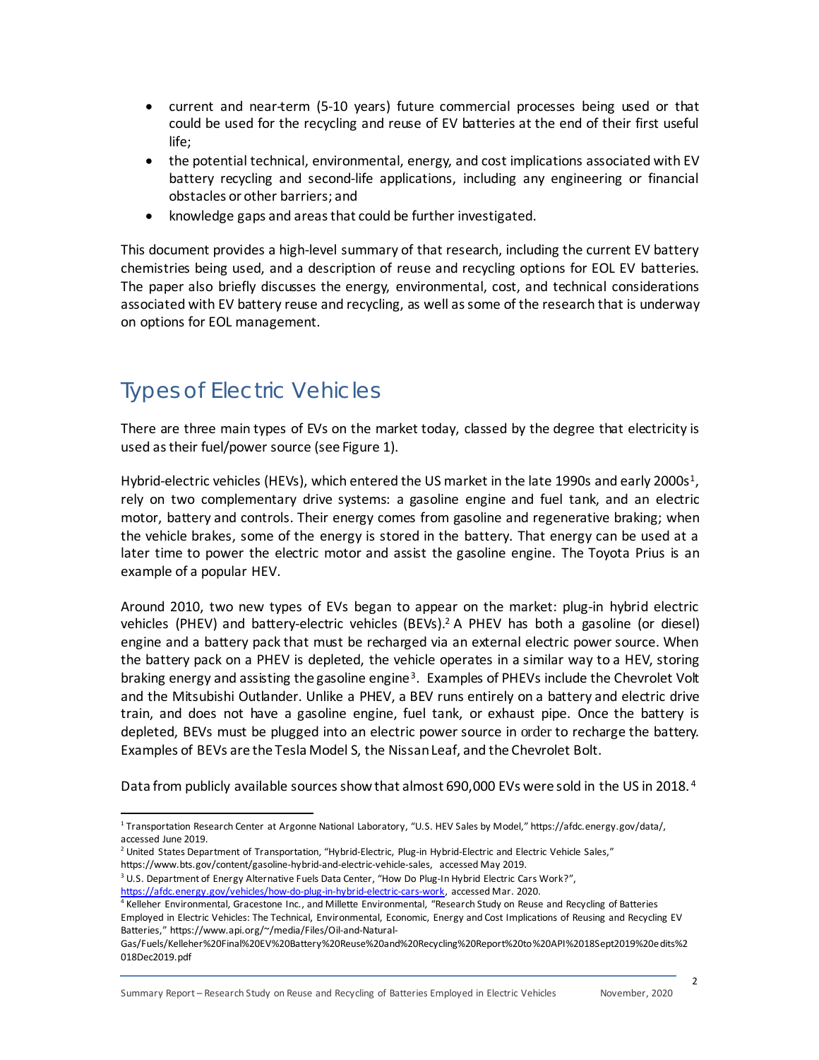- current and near-term (5-10 years) future commercial processes being used or that could be used for the recycling and reuse of EV batteries at the end of their first useful life;
- the potential technical, environmental, energy, and cost implications associated with EV battery recycling and second-life applications, including any engineering or financial obstacles or other barriers; and
- knowledge gaps and areas that could be further investigated.

This document provides a high-level summary of that research, including the current EV battery chemistries being used, and a description of reuse and recycling options for EOL EV batteries. The paper also briefly discusses the energy, environmental, cost, and technical considerations associated with EV battery reuse and recycling, as well as some of the research that is underway on options for EOL management.

## Types of Electric Vehicles

There are three main types of EVs on the market today, classed by the degree that electricity is used as their fuel/power source (see Figure 1).

Hybrid-electric vehicles (HEVs), which entered the US market in the late 1990s and early 2000s[1], rely on two complementary drive systems: a gasoline engine and fuel tank, and an electric motor, battery and controls. Their energy comes from gasoline and regenerative braking; when the vehicle brakes, some of the energy is stored in the battery. That energy can be used at a later time to power the electric motor and assist the gasoline engine. The Toyota Prius is an example of a popular HEV.

Around 2010, two new types of EVs began to appear on the market: plug-in hybrid electric vehicles (PHEV) and battery-electric vehicles (BEVs).[2] A PHEV has both a gasoline (or diesel) engine and a battery pack that must be recharged via an external electric power source. When the battery pack on a PHEV is depleted, the vehicle operates in a similar way to a HEV, storing braking energy and assisting the gasoline engine[3]. Examples of PHEVs include the Chevrolet Volt and the Mitsubishi Outlander. Unlike a PHEV, a BEV runs entirely on a battery and electric drive train, and does not have a gasoline engine, fuel tank, or exhaust pipe. Once the battery is depleted, BEVs must be plugged into an electric power source in order to recharge the battery. Examples of BEVs are the Tesla Model S, the Nissan Leaf, and the Chevrolet Bolt.

Data from publicly available sources show that almost 690,000 EVs were sold in the US in 2018.[4]

---

[1] Transportation Research Center at Argonne National Laboratory, "U.S. HEV Sales by Model," https://afdc.energy.gov/data/, accessed June 2019.

[2] United States Department of Transportation, "Hybrid-Electric, Plug-in Hybrid-Electric and Electric Vehicle Sales," https://www.bts.gov/content/gasoline-hybrid-and-electric-vehicle-sales, accessed May 2019.

[3] U.S. Department of Energy Alternative Fuels Data Center, "How Do Plug-In Hybrid Electric Cars Work?", https://afdc.energy.gov/vehicles/how-do-plug-in-hybrid-electric-cars-work, accessed Mar. 2020.

[4] Kelleher Environmental, Gracestone Inc., and Millette Environmental, "Research Study on Reuse and Recycling of Batteries Employed in Electric Vehicles: The Technical, Environmental, Economic, Energy and Cost Implications of Reusing and Recycling EV Batteries," https://www.api.org/~/media/Files/Oil-and-Natural-Gas/Fuels/Kelleher%20Final%20EV%20Battery%20Reuse%20and%20Recycling%20Report%20to%20API%2018Sept2019%20edits%2018Dec2019.pdf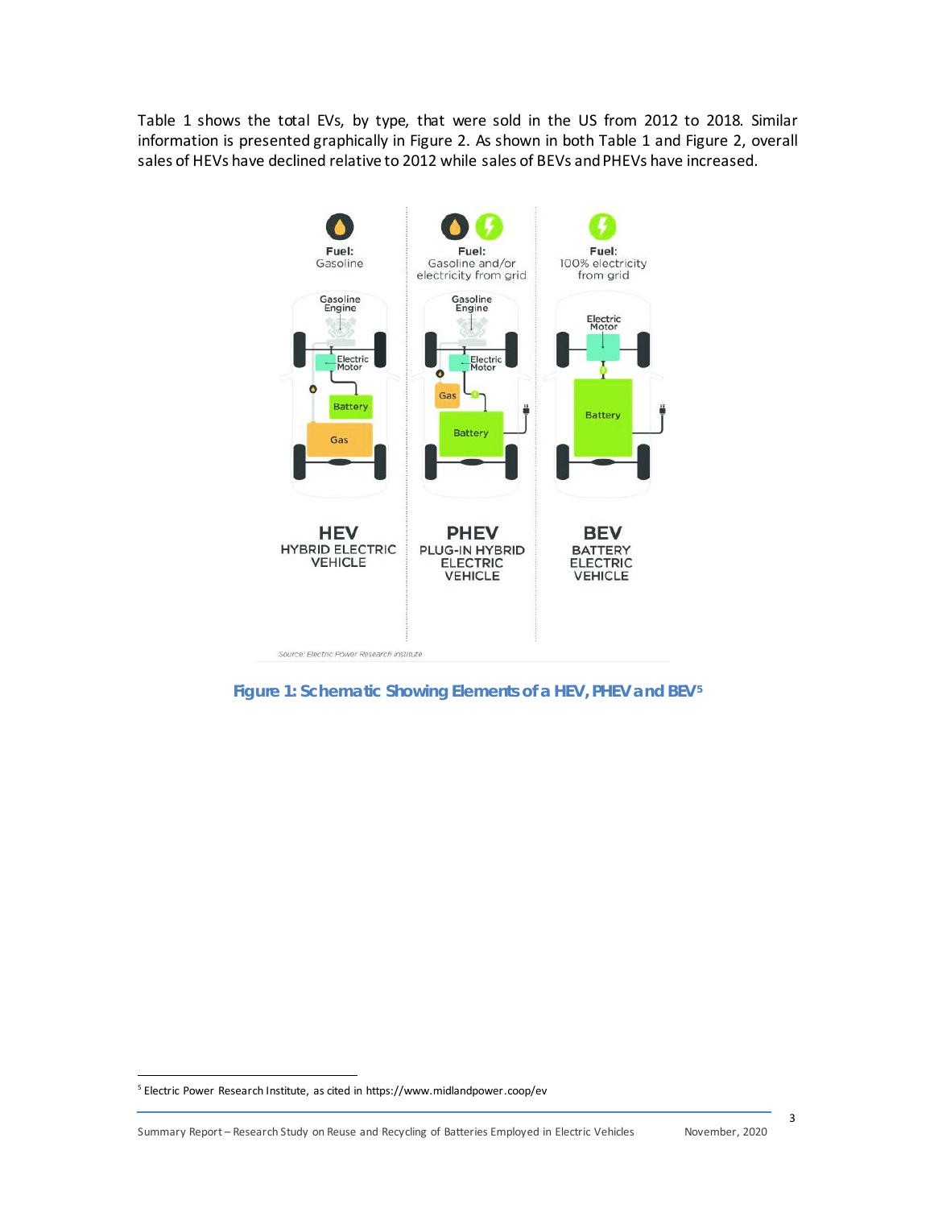Table 1 shows the total EVs, by type, that were sold in the US from 2012 to 2018. Similar information is presented graphically in Figure 2. As shown in both Table 1 and Figure 2, overall sales of HEVs have declined relative to 2012 while sales of BEVs and PHEVs have increased.

**Figure 1: Schematic Showing Elements of a HEV, PHEV and BEV**[5]

[5] Electric Power Research Institute, as cited in https://www.midlandpower.coop/ev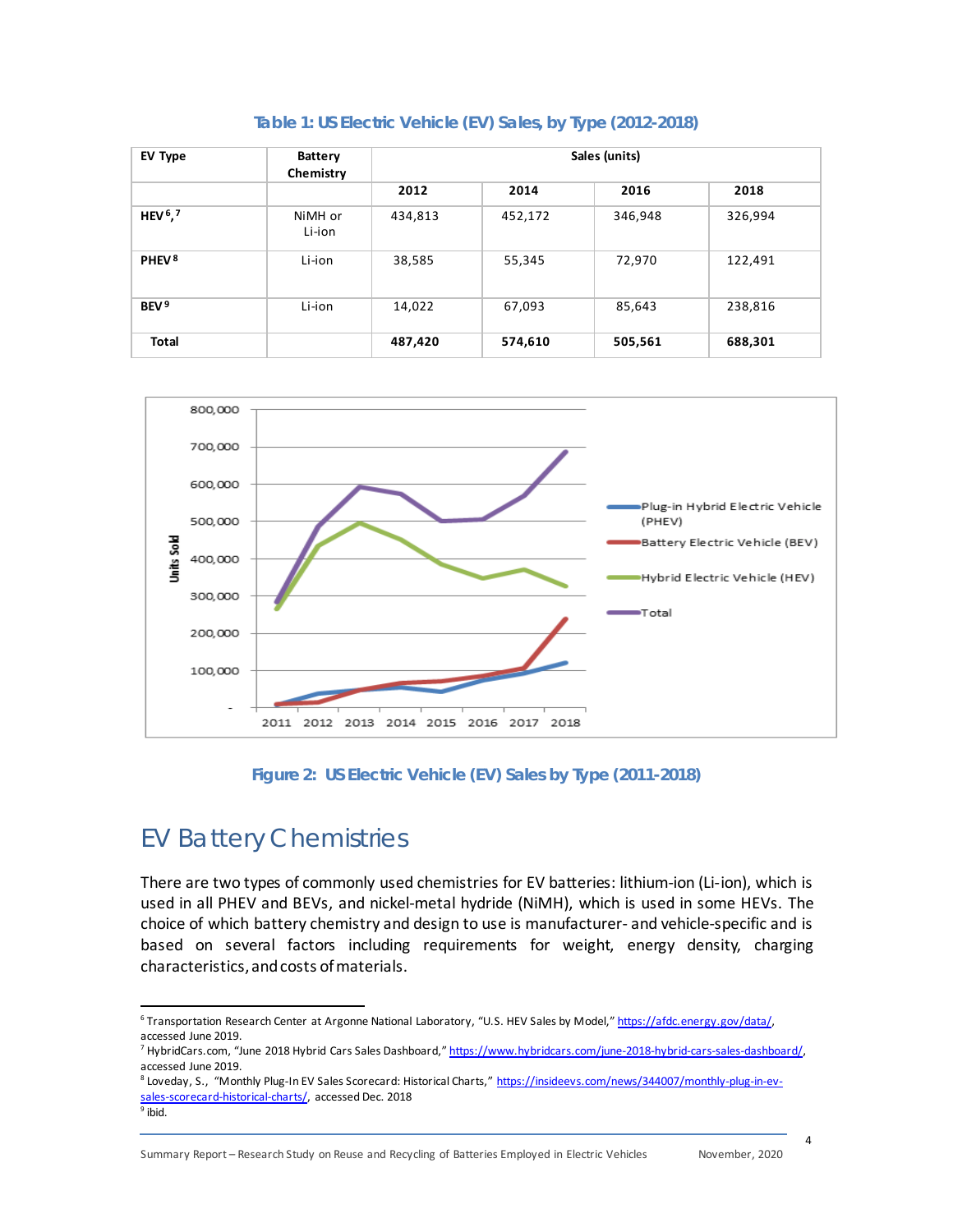**Table 1: US Electric Vehicle (EV) Sales, by Type (2012-2018)**

| EV Type | Battery Chemistry | Sales (units) | | | |
|---|---|---|---|---|---|
| | | 2012 | 2014 | 2016 | 2018 |
| HEV[6,7] | NiMH or Li-ion | 434,813 | 452,172 | 346,948 | 326,994 |
| PHEV[8] | Li-ion | 38,585 | 55,345 | 72,970 | 122,491 |
| BEV[9] | Li-ion | 14,022 | 67,093 | 85,643 | 238,816 |
| **Total** | | **487,420** | **574,610** | **505,561** | **688,301** |

**Figure 2: US Electric Vehicle (EV) Sales by Type (2011-2018)**

# EV Battery Chemistries

There are two types of commonly used chemistries for EV batteries: lithium-ion (Li-ion), which is used in all PHEV and BEVs, and nickel-metal hydride (NiMH), which is used in some HEVs. The choice of which battery chemistry and design to use is manufacturer- and vehicle-specific and is based on several factors including requirements for weight, energy density, charging characteristics, and costs of materials.

---

[6] Transportation Research Center at Argonne National Laboratory, "U.S. HEV Sales by Model," https://afdc.energy.gov/data/, accessed June 2019.

[7] HybridCars.com, "June 2018 Hybrid Cars Sales Dashboard," https://www.hybridcars.com/june-2018-hybrid-cars-sales-dashboard/, accessed June 2019.

[8] Loveday, S., "Monthly Plug-In EV Sales Scorecard: Historical Charts," https://insideevs.com/news/344007/monthly-plug-in-ev-sales-scorecard-historical-charts/, accessed Dec. 2018

[9] ibid.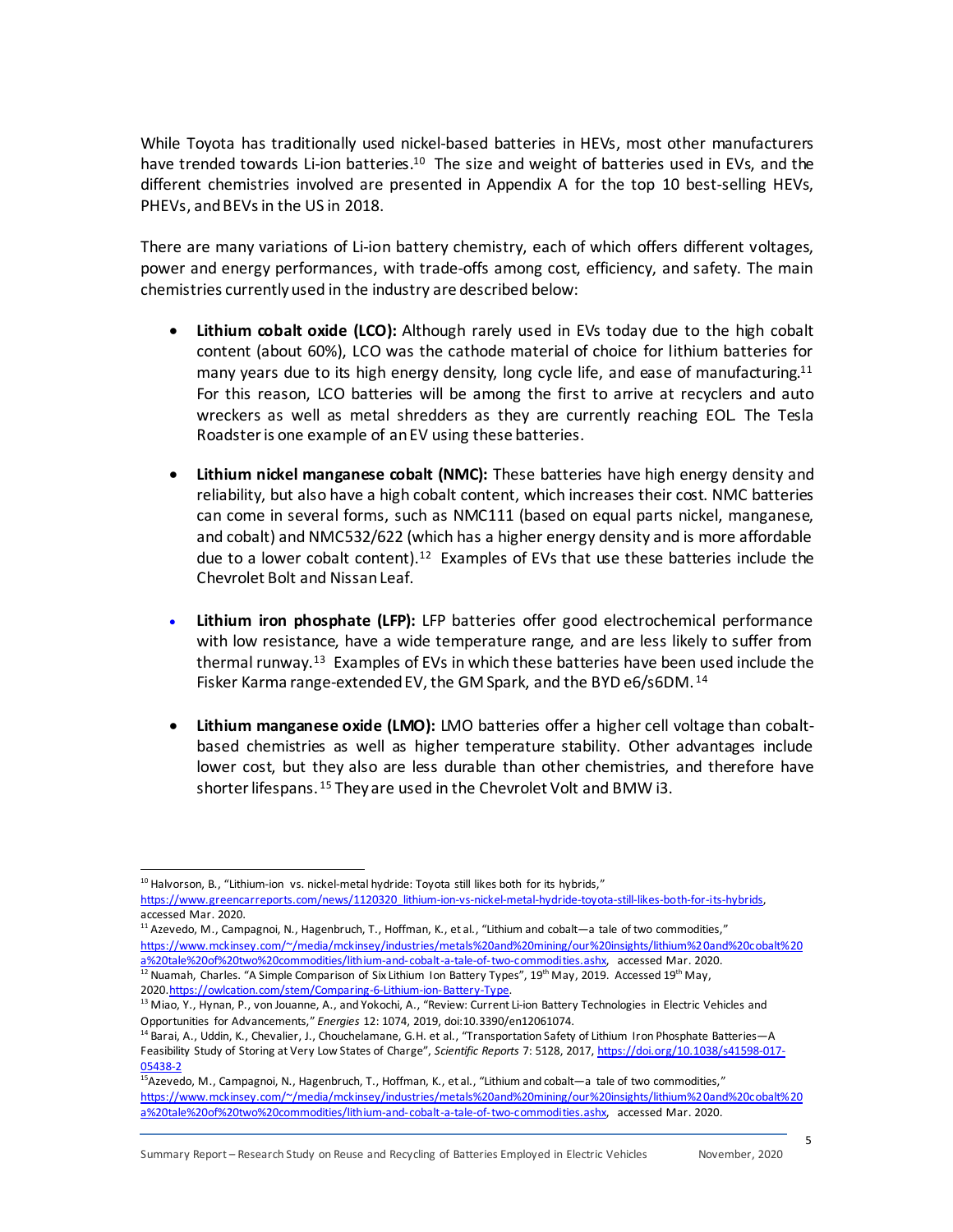While Toyota has traditionally used nickel-based batteries in HEVs, most other manufacturers have trended towards Li-ion batteries.[10] The size and weight of batteries used in EVs, and the different chemistries involved are presented in Appendix A for the top 10 best-selling HEVs, PHEVs, and BEVs in the US in 2018.

There are many variations of Li-ion battery chemistry, each of which offers different voltages, power and energy performances, with trade-offs among cost, efficiency, and safety. The main chemistries currently used in the industry are described below:

- **Lithium cobalt oxide (LCO):** Although rarely used in EVs today due to the high cobalt content (about 60%), LCO was the cathode material of choice for lithium batteries for many years due to its high energy density, long cycle life, and ease of manufacturing.[11] For this reason, LCO batteries will be among the first to arrive at recyclers and auto wreckers as well as metal shredders as they are currently reaching EOL. The Tesla Roadster is one example of an EV using these batteries.

- **Lithium nickel manganese cobalt (NMC):** These batteries have high energy density and reliability, but also have a high cobalt content, which increases their cost. NMC batteries can come in several forms, such as NMC111 (based on equal parts nickel, manganese, and cobalt) and NMC532/622 (which has a higher energy density and is more affordable due to a lower cobalt content).[12] Examples of EVs that use these batteries include the Chevrolet Bolt and Nissan Leaf.

- **Lithium iron phosphate (LFP):** LFP batteries offer good electrochemical performance with low resistance, have a wide temperature range, and are less likely to suffer from thermal runway.[13] Examples of EVs in which these batteries have been used include the Fisker Karma range-extended EV, the GM Spark, and the BYD e6/s6DM.[14]

- **Lithium manganese oxide (LMO):** LMO batteries offer a higher cell voltage than cobalt-based chemistries as well as higher temperature stability. Other advantages include lower cost, but they also are less durable than other chemistries, and therefore have shorter lifespans.[15] They are used in the Chevrolet Volt and BMW i3.

---

[10] Halvorson, B., "Lithium-ion vs. nickel-metal hydride: Toyota still likes both for its hybrids," https://www.greencarreports.com/news/1120320_lithium-ion-vs-nickel-metal-hydride-toyota-still-likes-both-for-its-hybrids, accessed Mar. 2020.

[11] Azevedo, M., Campagnoi, N., Hagenbruch, T., Hoffman, K., et al., "Lithium and cobalt—a tale of two commodities," https://www.mckinsey.com/~/media/mckinsey/industries/metals%20and%20mining/our%20insights/lithium%20and%20cobalt%20a%20tale%20of%20two%20commodities/lithium-and-cobalt-a-tale-of-two-commodities.ashx, accessed Mar. 2020.

[12] Nuamah, Charles. "A Simple Comparison of Six Lithium Ion Battery Types", 19th May, 2019. Accessed 19th May, 2020. https://owlcation.com/stem/Comparing-6-Lithium-ion-Battery-Type.

[13] Miao, Y., Hynan, P., von Jouanne, A., and Yokochi, A., "Review: Current Li-ion Battery Technologies in Electric Vehicles and Opportunities for Advancements," *Energies* 12: 1074, 2019, doi:10.3390/en12061074.

[14] Barai, A., Uddin, K., Chevalier, J., Chouchelamane, G.H. et al., "Transportation Safety of Lithium Iron Phosphate Batteries—A Feasibility Study of Storing at Very Low States of Charge", *Scientific Reports* 7: 5128, 2017, https://doi.org/10.1038/s41598-017-05438-2

[15] Azevedo, M., Campagnoi, N., Hagenbruch, T., Hoffman, K., et al., "Lithium and cobalt—a tale of two commodities," https://www.mckinsey.com/~/media/mckinsey/industries/metals%20and%20mining/our%20insights/lithium%20and%20cobalt%20a%20tale%20of%20two%20commodities/lithium-and-cobalt-a-tale-of-two-commodities.ashx, accessed Mar. 2020.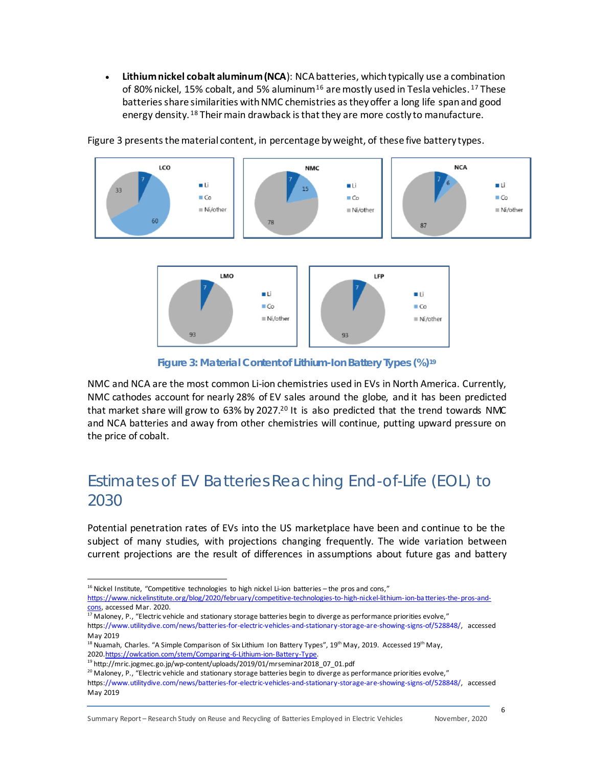- **Lithium nickel cobalt aluminum (NCA)**: NCA batteries, which typically use a combination of 80% nickel, 15% cobalt, and 5% aluminum[16] are mostly used in Tesla vehicles.[17] These batteries share similarities with NMC chemistries as they offer a long life span and good energy density.[18] Their main drawback is that they are more costly to manufacture.

Figure 3 presents the material content, in percentage by weight, of these five battery types.

Figure 3: Material Content of Lithium-Ion Battery Types (%)[19]

NMC and NCA are the most common Li-ion chemistries used in EVs in North America. Currently, NMC cathodes account for nearly 28% of EV sales around the globe, and it has been predicted that market share will grow to 63% by 2027.[20] It is also predicted that the trend towards NMC and NCA batteries and away from other chemistries will continue, putting upward pressure on the price of cobalt.

## Estimates of EV Batteries Reaching End-of-Life (EOL) to 2030

Potential penetration rates of EVs into the US marketplace have been and continue to be the subject of many studies, with projections changing frequently. The wide variation between current projections are the result of differences in assumptions about future gas and battery

---

[16] Nickel Institute, "Competitive technologies to high nickel Li-ion batteries – the pros and cons," https://www.nickelinstitute.org/blog/2020/february/competitive-technologies-to-high-nickel-lithium-ion-batteries-the-pros-and-cons, accessed Mar. 2020.

[17] Maloney, P., "Electric vehicle and stationary storage batteries begin to diverge as performance priorities evolve," https://www.utilitydive.com/news/batteries-for-electric-vehicles-and-stationary-storage-are-showing-signs-of/528848/, accessed May 2019

[18] Nuamah, Charles. "A Simple Comparison of Six Lithium Ion Battery Types", 19th May, 2019. Accessed 19th May, 2020. https://owlcation.com/stem/Comparing-6-Lithium-ion-Battery-Type.

[19] http://mric.jogmec.go.jp/wp-content/uploads/2019/01/mrseminar2018_07_01.pdf

[20] Maloney, P., "Electric vehicle and stationary storage batteries begin to diverge as performance priorities evolve," https://www.utilitydive.com/news/batteries-for-electric-vehicles-and-stationary-storage-are-showing-signs-of/528848/, accessed May 2019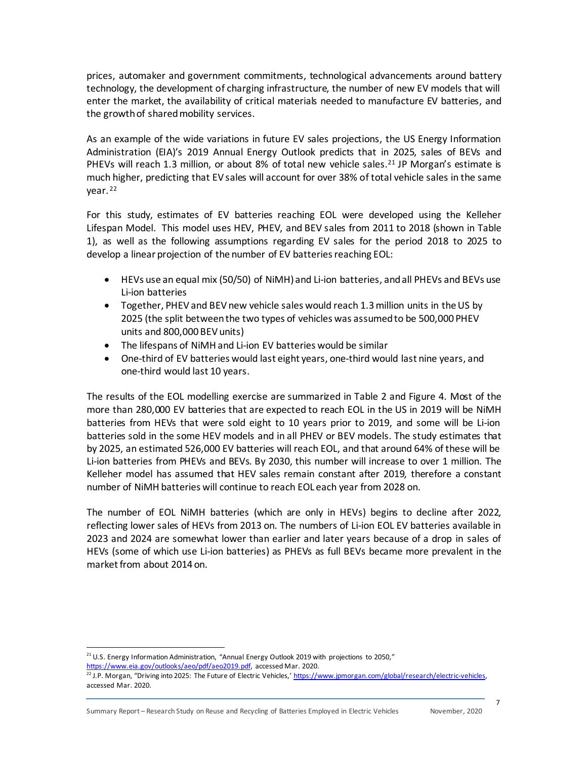prices, automaker and government commitments, technological advancements around battery technology, the development of charging infrastructure, the number of new EV models that will enter the market, the availability of critical materials needed to manufacture EV batteries, and the growth of shared mobility services.

As an example of the wide variations in future EV sales projections, the US Energy Information Administration (EIA)'s 2019 Annual Energy Outlook predicts that in 2025, sales of BEVs and PHEVs will reach 1.3 million, or about 8% of total new vehicle sales.[21] JP Morgan's estimate is much higher, predicting that EV sales will account for over 38% of total vehicle sales in the same year.[22]

For this study, estimates of EV batteries reaching EOL were developed using the Kelleher Lifespan Model. This model uses HEV, PHEV, and BEV sales from 2011 to 2018 (shown in Table 1), as well as the following assumptions regarding EV sales for the period 2018 to 2025 to develop a linear projection of the number of EV batteries reaching EOL:

- HEVs use an equal mix (50/50) of NiMH and Li-ion batteries, and all PHEVs and BEVs use Li-ion batteries
- Together, PHEV and BEV new vehicle sales would reach 1.3 million units in the US by 2025 (the split between the two types of vehicles was assumed to be 500,000 PHEV units and 800,000 BEV units)
- The lifespans of NiMH and Li-ion EV batteries would be similar
- One-third of EV batteries would last eight years, one-third would last nine years, and one-third would last 10 years.

The results of the EOL modelling exercise are summarized in Table 2 and Figure 4. Most of the more than 280,000 EV batteries that are expected to reach EOL in the US in 2019 will be NiMH batteries from HEVs that were sold eight to 10 years prior to 2019, and some will be Li-ion batteries sold in the some HEV models and in all PHEV or BEV models. The study estimates that by 2025, an estimated 526,000 EV batteries will reach EOL, and that around 64% of these will be Li-ion batteries from PHEVs and BEVs. By 2030, this number will increase to over 1 million. The Kelleher model has assumed that HEV sales remain constant after 2019, therefore a constant number of NiMH batteries will continue to reach EOL each year from 2028 on.

The number of EOL NiMH batteries (which are only in HEVs) begins to decline after 2022, reflecting lower sales of HEVs from 2013 on. The numbers of Li-ion EOL EV batteries available in 2023 and 2024 are somewhat lower than earlier and later years because of a drop in sales of HEVs (some of which use Li-ion batteries) as PHEVs as full BEVs became more prevalent in the market from about 2014 on.

---

[21] U.S. Energy Information Administration, "Annual Energy Outlook 2019 with projections to 2050," https://www.eia.gov/outlooks/aeo/pdf/aeo2019.pdf, accessed Mar. 2020.

[22] J.P. Morgan, "Driving into 2025: The Future of Electric Vehicles,' https://www.jpmorgan.com/global/research/electric-vehicles, accessed Mar. 2020.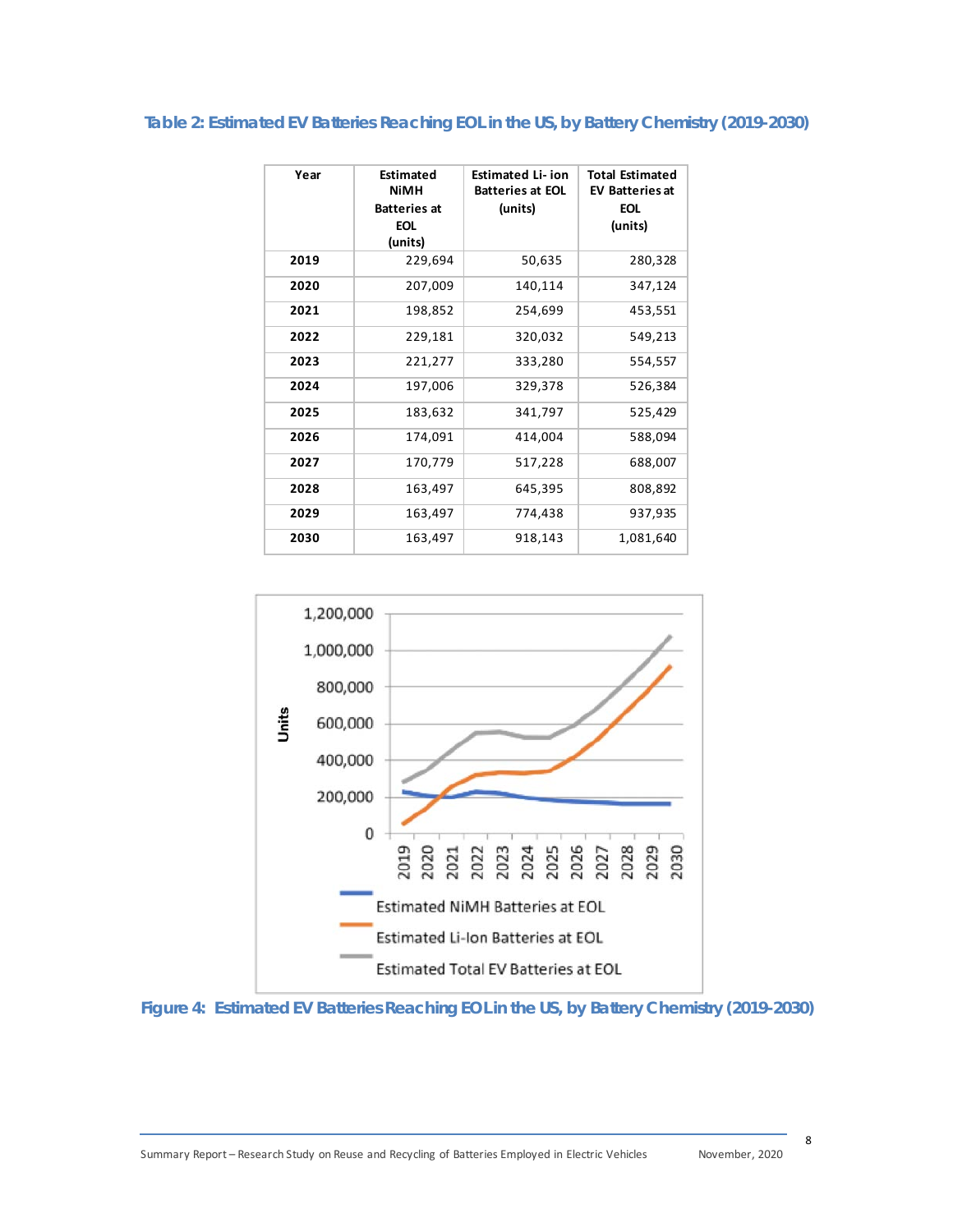**Table 2: Estimated EV Batteries Reaching EOL in the US, by Battery Chemistry (2019-2030)**

| Year | Estimated NiMH Batteries at EOL (units) | Estimated Li- ion Batteries at EOL (units) | Total Estimated EV Batteries at EOL (units) |
|---|---|---|---|
| **2019** | 229,694 | 50,635 | 280,328 |
| **2020** | 207,009 | 140,114 | 347,124 |
| **2021** | 198,852 | 254,699 | 453,551 |
| **2022** | 229,181 | 320,032 | 549,213 |
| **2023** | 221,277 | 333,280 | 554,557 |
| **2024** | 197,006 | 329,378 | 526,384 |
| **2025** | 183,632 | 341,797 | 525,429 |
| **2026** | 174,091 | 414,004 | 588,094 |
| **2027** | 170,779 | 517,228 | 688,007 |
| **2028** | 163,497 | 645,395 | 808,892 |
| **2029** | 163,497 | 774,438 | 937,935 |
| **2030** | 163,497 | 918,143 | 1,081,640 |

**Figure 4: Estimated EV Batteries Reaching EOL in the US, by Battery Chemistry (2019-2030)**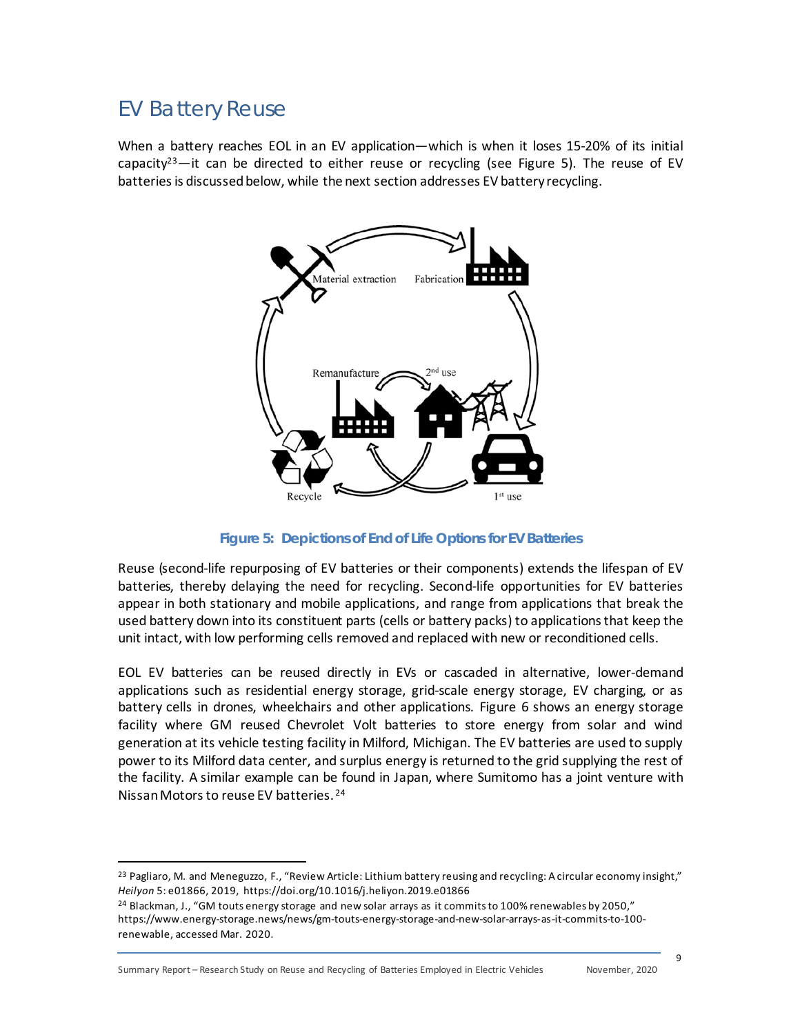## EV Battery Reuse

When a battery reaches EOL in an EV application—which is when it loses 15-20% of its initial capacity[23]—it can be directed to either reuse or recycling (see Figure 5). The reuse of EV batteries is discussed below, while the next section addresses EV battery recycling.

**Figure 5: Depictions of End of Life Options for EV Batteries**

Reuse (second-life repurposing of EV batteries or their components) extends the lifespan of EV batteries, thereby delaying the need for recycling. Second-life opportunities for EV batteries appear in both stationary and mobile applications, and range from applications that break the used battery down into its constituent parts (cells or battery packs) to applications that keep the unit intact, with low performing cells removed and replaced with new or reconditioned cells.

EOL EV batteries can be reused directly in EVs or cascaded in alternative, lower-demand applications such as residential energy storage, grid-scale energy storage, EV charging, or as battery cells in drones, wheelchairs and other applications. Figure 6 shows an energy storage facility where GM reused Chevrolet Volt batteries to store energy from solar and wind generation at its vehicle testing facility in Milford, Michigan. The EV batteries are used to supply power to its Milford data center, and surplus energy is returned to the grid supplying the rest of the facility. A similar example can be found in Japan, where Sumitomo has a joint venture with Nissan Motors to reuse EV batteries.[24]

---

[23] Pagliaro, M. and Meneguzzo, F., "Review Article: Lithium battery reusing and recycling: A circular economy insight," *Heilyon* 5: e01866, 2019, https://doi.org/10.1016/j.heliyon.2019.e01866

[24] Blackman, J., "GM touts energy storage and new solar arrays as it commits to 100% renewables by 2050," https://www.energy-storage.news/news/gm-touts-energy-storage-and-new-solar-arrays-as-it-commits-to-100-renewable, accessed Mar. 2020.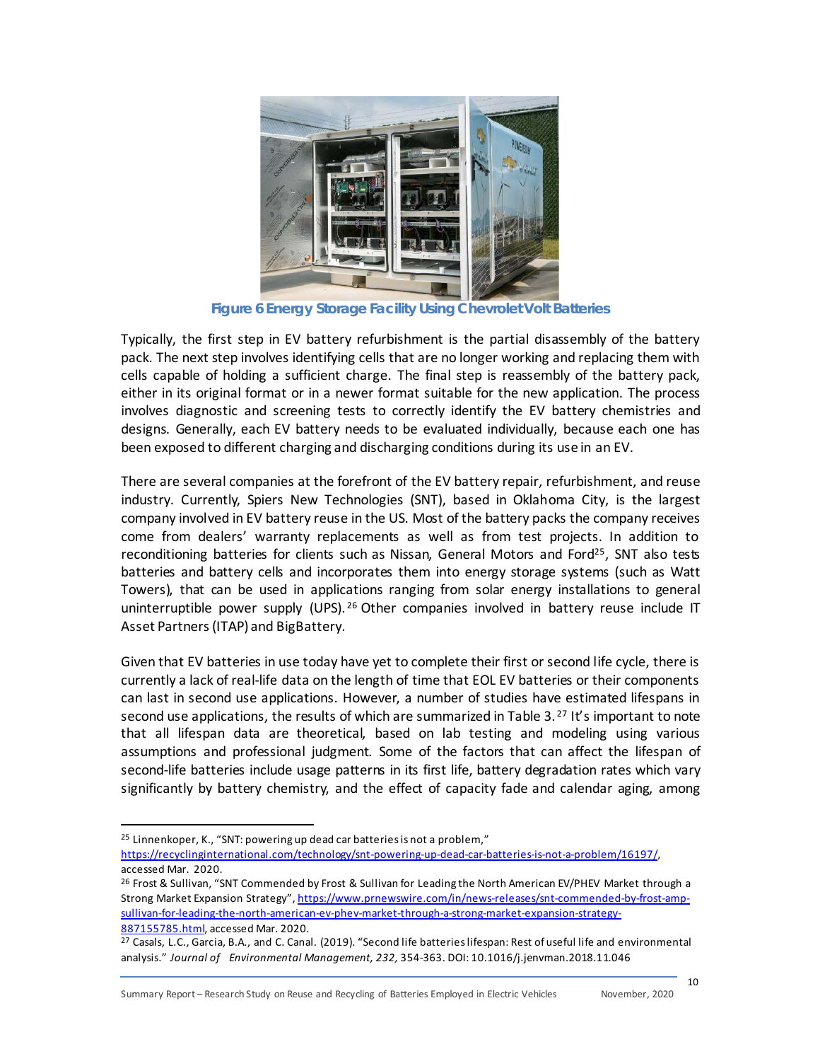**Figure 6 Energy Storage Facility Using Chevrolet Volt Batteries**

Typically, the first step in EV battery refurbishment is the partial disassembly of the battery pack. The next step involves identifying cells that are no longer working and replacing them with cells capable of holding a sufficient charge. The final step is reassembly of the battery pack, either in its original format or in a newer format suitable for the new application. The process involves diagnostic and screening tests to correctly identify the EV battery chemistries and designs. Generally, each EV battery needs to be evaluated individually, because each one has been exposed to different charging and discharging conditions during its use in an EV.

There are several companies at the forefront of the EV battery repair, refurbishment, and reuse industry. Currently, Spiers New Technologies (SNT), based in Oklahoma City, is the largest company involved in EV battery reuse in the US. Most of the battery packs the company receives come from dealers' warranty replacements as well as from test projects. In addition to reconditioning batteries for clients such as Nissan, General Motors and Ford[25], SNT also tests batteries and battery cells and incorporates them into energy storage systems (such as Watt Towers), that can be used in applications ranging from solar energy installations to general uninterruptible power supply (UPS).[26] Other companies involved in battery reuse include IT Asset Partners (ITAP) and BigBattery.

Given that EV batteries in use today have yet to complete their first or second life cycle, there is currently a lack of real-life data on the length of time that EOL EV batteries or their components can last in second use applications. However, a number of studies have estimated lifespans in second use applications, the results of which are summarized in Table 3.[27] It's important to note that all lifespan data are theoretical, based on lab testing and modeling using various assumptions and professional judgment. Some of the factors that can affect the lifespan of second-life batteries include usage patterns in its first life, battery degradation rates which vary significantly by battery chemistry, and the effect of capacity fade and calendar aging, among

---

[25] Linnenkoper, K., "SNT: powering up dead car batteries is not a problem," https://recyclinginternational.com/technology/snt-powering-up-dead-car-batteries-is-not-a-problem/16197/, accessed Mar. 2020.

[26] Frost & Sullivan, "SNT Commended by Frost & Sullivan for Leading the North American EV/PHEV Market through a Strong Market Expansion Strategy", https://www.prnewswire.com/in/news-releases/snt-commended-by-frost-amp-sullivan-for-leading-the-north-american-ev-phev-market-through-a-strong-market-expansion-strategy-887155785.html, accessed Mar. 2020.

[27] Casals, L.C., Garcia, B.A., and C. Canal. (2019). "Second life batteries lifespan: Rest of useful life and environmental analysis." *Journal of Environmental Management, 232,* 354-363. DOI: 10.1016/j.jenvman.2018.11.046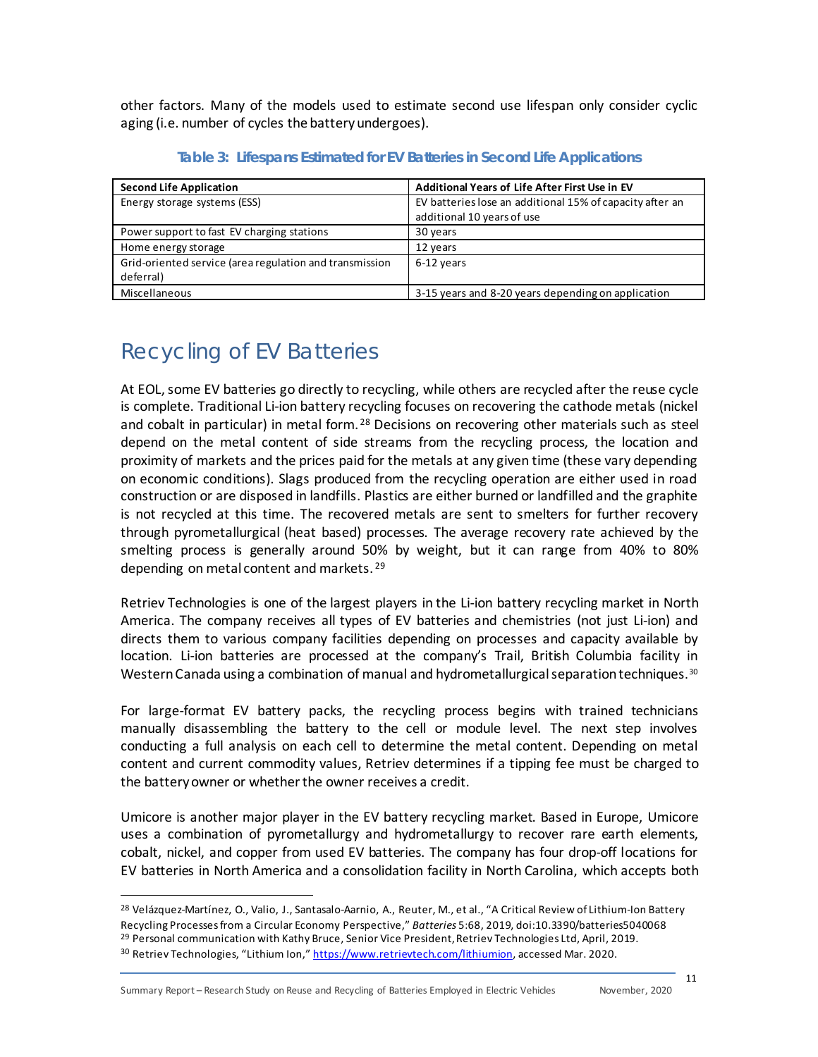other factors. Many of the models used to estimate second use lifespan only consider cyclic aging (i.e. number of cycles the battery undergoes).

**Table 3: Lifespans Estimated for EV Batteries in Second Life Applications**

| Second Life Application | Additional Years of Life After First Use in EV |
|---|---|
| Energy storage systems (ESS) | EV batteries lose an additional 15% of capacity after an additional 10 years of use |
| Power support to fast EV charging stations | 30 years |
| Home energy storage | 12 years |
| Grid-oriented service (area regulation and transmission deferral) | 6-12 years |
| Miscellaneous | 3-15 years and 8-20 years depending on application |

# Recycling of EV Batteries

At EOL, some EV batteries go directly to recycling, while others are recycled after the reuse cycle is complete. Traditional Li-ion battery recycling focuses on recovering the cathode metals (nickel and cobalt in particular) in metal form.[28] Decisions on recovering other materials such as steel depend on the metal content of side streams from the recycling process, the location and proximity of markets and the prices paid for the metals at any given time (these vary depending on economic conditions). Slags produced from the recycling operation are either used in road construction or are disposed in landfills. Plastics are either burned or landfilled and the graphite is not recycled at this time. The recovered metals are sent to smelters for further recovery through pyrometallurgical (heat based) processes. The average recovery rate achieved by the smelting process is generally around 50% by weight, but it can range from 40% to 80% depending on metal content and markets.[29]

Retriev Technologies is one of the largest players in the Li-ion battery recycling market in North America. The company receives all types of EV batteries and chemistries (not just Li-ion) and directs them to various company facilities depending on processes and capacity available by location. Li-ion batteries are processed at the company's Trail, British Columbia facility in Western Canada using a combination of manual and hydrometallurgical separation techniques.[30]

For large-format EV battery packs, the recycling process begins with trained technicians manually disassembling the battery to the cell or module level. The next step involves conducting a full analysis on each cell to determine the metal content. Depending on metal content and current commodity values, Retriev determines if a tipping fee must be charged to the battery owner or whether the owner receives a credit.

Umicore is another major player in the EV battery recycling market. Based in Europe, Umicore uses a combination of pyrometallurgy and hydrometallurgy to recover rare earth elements, cobalt, nickel, and copper from used EV batteries. The company has four drop-off locations for EV batteries in North America and a consolidation facility in North Carolina, which accepts both

[28] Velázquez-Martínez, O., Valio, J., Santasalo-Aarnio, A., Reuter, M., et al., "A Critical Review of Lithium-Ion Battery Recycling Processes from a Circular Economy Perspective," *Batteries* 5:68, 2019, doi:10.3390/batteries5040068

[29] Personal communication with Kathy Bruce, Senior Vice President, Retriev Technologies Ltd, April, 2019.

[30] Retriev Technologies, "Lithium Ion," https://www.retrievtech.com/lithiumion, accessed Mar. 2020.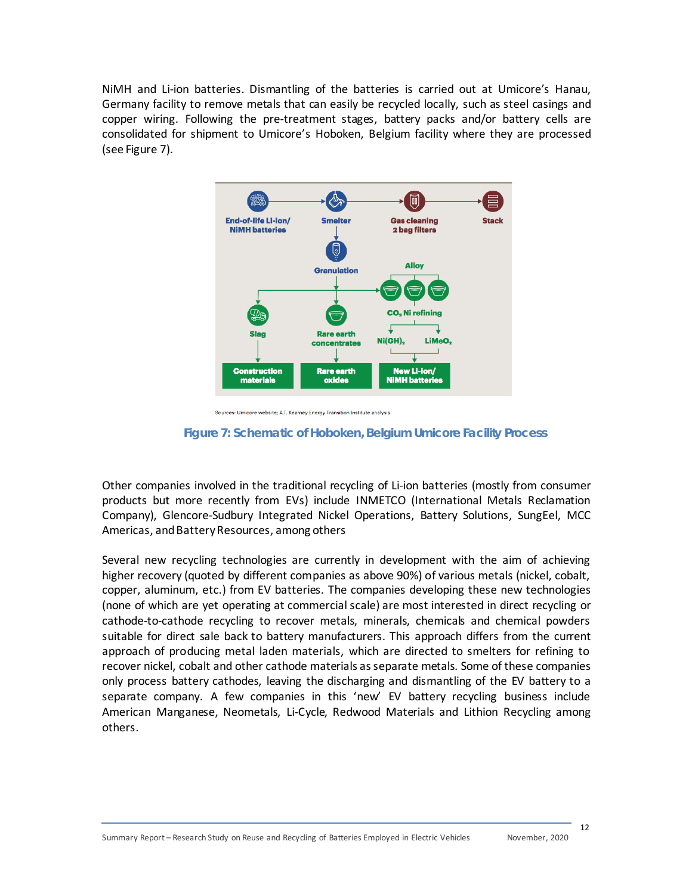NiMH and Li-ion batteries. Dismantling of the batteries is carried out at Umicore's Hanau, Germany facility to remove metals that can easily be recycled locally, such as steel casings and copper wiring. Following the pre-treatment stages, battery packs and/or battery cells are consolidated for shipment to Umicore's Hoboken, Belgium facility where they are processed (see Figure 7).

End-of-life Li-ion/NiMH batteries → Smelter → Gas cleaning 2 bag filters → Stack

Smelter → Granulation → Slag → Construction materials

Granulation → Rare earth concentrates → Rare earth oxides

Granulation → Alloy → $CO_2$ Ni refining → $Ni(OH)_2$, $LiMeO_2$ → New Li-ion/NiMH batteries

Sources: Umicore website; A.T. Kearney Energy Transition Institute analysis

**Figure 7: Schematic of Hoboken, Belgium Umicore Facility Process**

Other companies involved in the traditional recycling of Li-ion batteries (mostly from consumer products but more recently from EVs) include INMETCO (International Metals Reclamation Company), Glencore-Sudbury Integrated Nickel Operations, Battery Solutions, SungEel, MCC Americas, and Battery Resources, among others

Several new recycling technologies are currently in development with the aim of achieving higher recovery (quoted by different companies as above 90%) of various metals (nickel, cobalt, copper, aluminum, etc.) from EV batteries. The companies developing these new technologies (none of which are yet operating at commercial scale) are most interested in direct recycling or cathode-to-cathode recycling to recover metals, minerals, chemicals and chemical powders suitable for direct sale back to battery manufacturers. This approach differs from the current approach of producing metal laden materials, which are directed to smelters for refining to recover nickel, cobalt and other cathode materials as separate metals. Some of these companies only process battery cathodes, leaving the discharging and dismantling of the EV battery to a separate company. A few companies in this 'new' EV battery recycling business include American Manganese, Neometals, Li-Cycle, Redwood Materials and Lithion Recycling among others.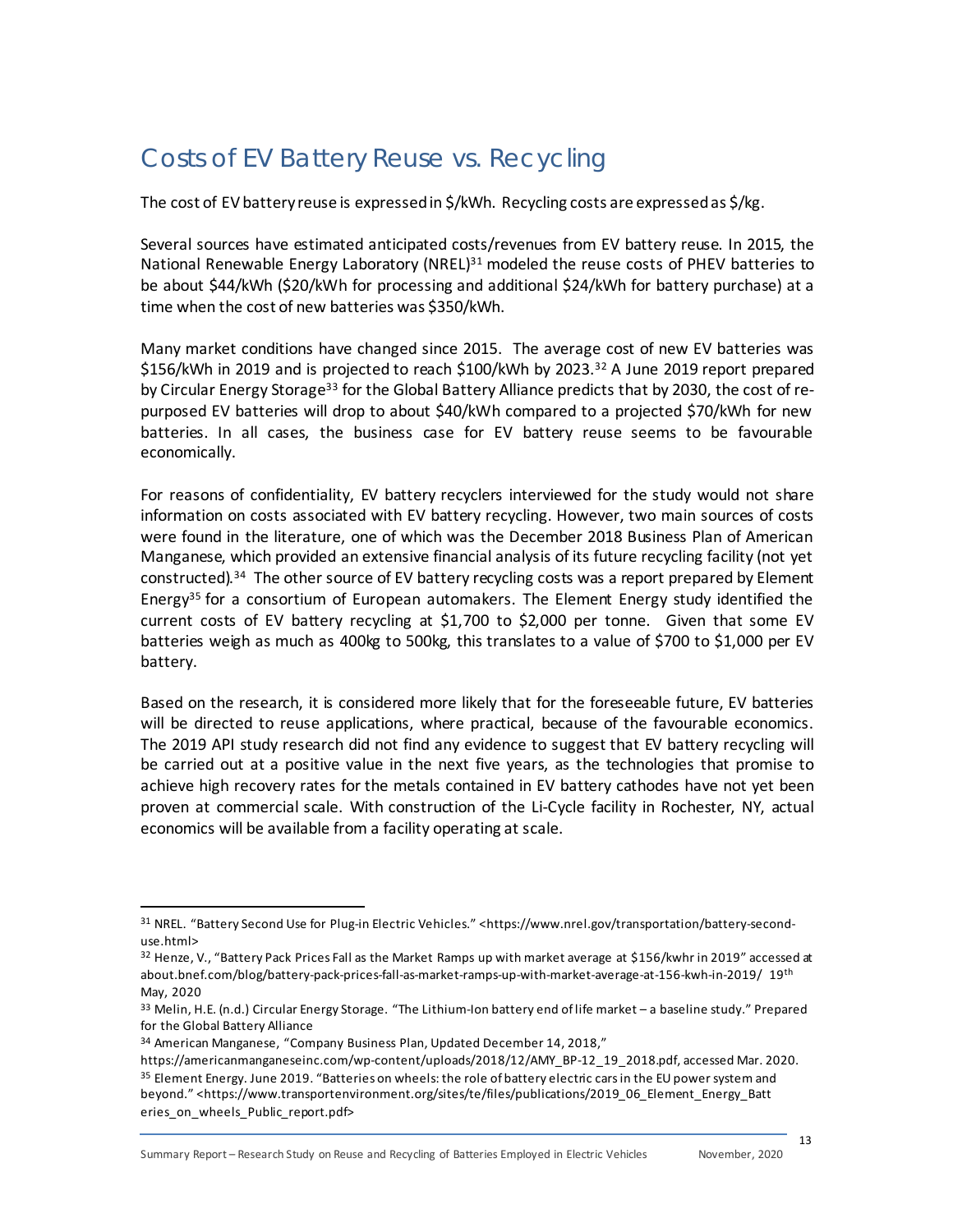# Costs of EV Battery Reuse vs. Recycling

The cost of EV battery reuse is expressed in $/kWh. Recycling costs are expressed as $/kg.

Several sources have estimated anticipated costs/revenues from EV battery reuse. In 2015, the National Renewable Energy Laboratory (NREL)[31] modeled the reuse costs of PHEV batteries to be about $44/kWh ($20/kWh for processing and additional $24/kWh for battery purchase) at a time when the cost of new batteries was $350/kWh.

Many market conditions have changed since 2015. The average cost of new EV batteries was $156/kWh in 2019 and is projected to reach $100/kWh by 2023.[32] A June 2019 report prepared by Circular Energy Storage[33] for the Global Battery Alliance predicts that by 2030, the cost of re-purposed EV batteries will drop to about $40/kWh compared to a projected $70/kWh for new batteries. In all cases, the business case for EV battery reuse seems to be favourable economically.

For reasons of confidentiality, EV battery recyclers interviewed for the study would not share information on costs associated with EV battery recycling. However, two main sources of costs were found in the literature, one of which was the December 2018 Business Plan of American Manganese, which provided an extensive financial analysis of its future recycling facility (not yet constructed).[34] The other source of EV battery recycling costs was a report prepared by Element Energy[35] for a consortium of European automakers. The Element Energy study identified the current costs of EV battery recycling at $1,700 to $2,000 per tonne. Given that some EV batteries weigh as much as 400kg to 500kg, this translates to a value of $700 to $1,000 per EV battery.

Based on the research, it is considered more likely that for the foreseeable future, EV batteries will be directed to reuse applications, where practical, because of the favourable economics. The 2019 API study research did not find any evidence to suggest that EV battery recycling will be carried out at a positive value in the next five years, as the technologies that promise to achieve high recovery rates for the metals contained in EV battery cathodes have not yet been proven at commercial scale. With construction of the Li-Cycle facility in Rochester, NY, actual economics will be available from a facility operating at scale.

---

[31] NREL. "Battery Second Use for Plug-in Electric Vehicles." <https://www.nrel.gov/transportation/battery-second-use.html>

[32] Henze, V., "Battery Pack Prices Fall as the Market Ramps up with market average at $156/kwhr in 2019" accessed at about.bnef.com/blog/battery-pack-prices-fall-as-market-ramps-up-with-market-average-at-156-kwh-in-2019/ 19th May, 2020

[33] Melin, H.E. (n.d.) Circular Energy Storage. "The Lithium-Ion battery end of life market – a baseline study." Prepared for the Global Battery Alliance

[34] American Manganese, "Company Business Plan, Updated December 14, 2018," https://americanmanganeseinc.com/wp-content/uploads/2018/12/AMY_BP-12_19_2018.pdf, accessed Mar. 2020.

[35] Element Energy. June 2019. "Batteries on wheels: the role of battery electric cars in the EU power system and beyond." <https://www.transportenvironment.org/sites/te/files/publications/2019_06_Element_Energy_Batteries_on_wheels_Public_report.pdf>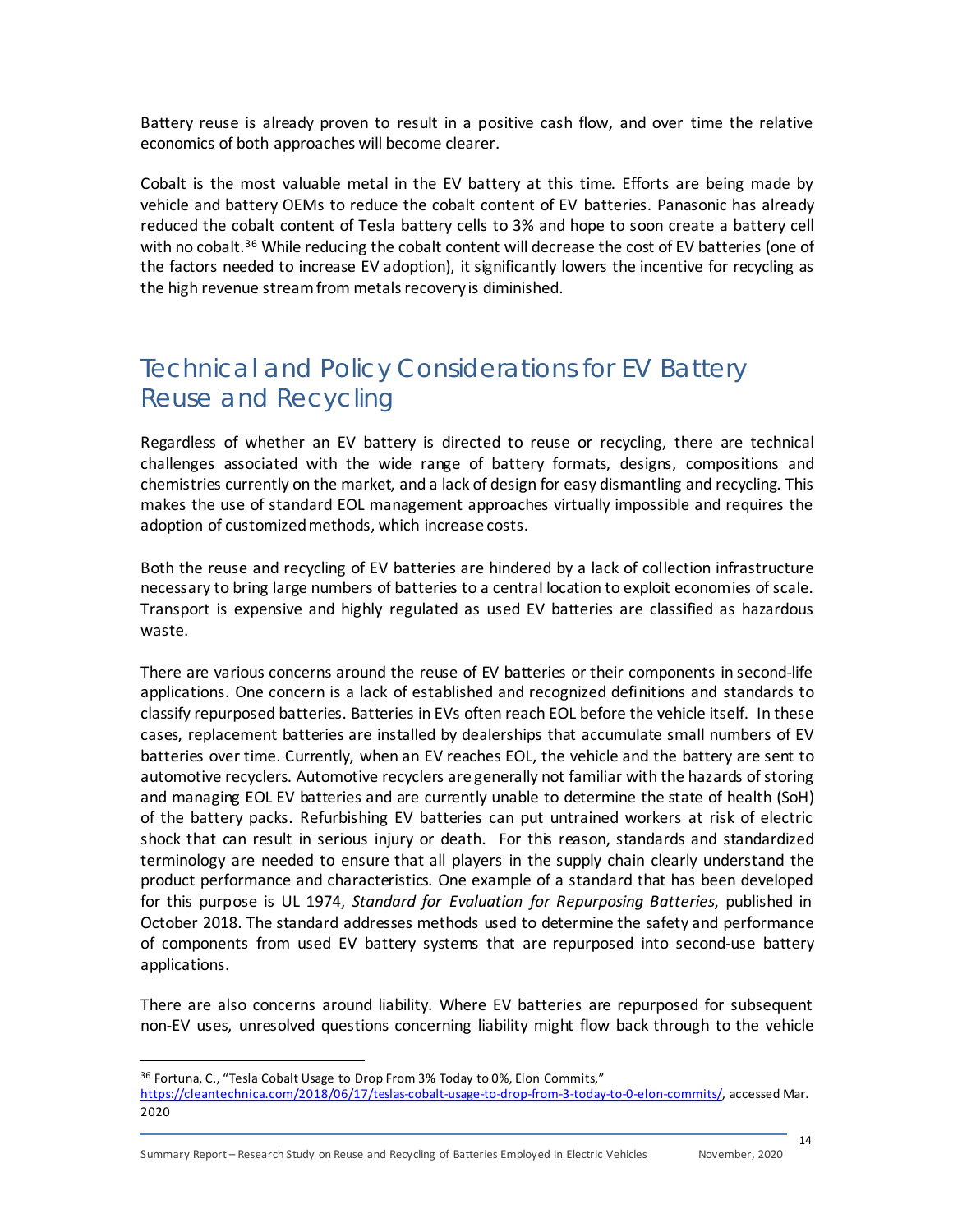Battery reuse is already proven to result in a positive cash flow, and over time the relative economics of both approaches will become clearer.

Cobalt is the most valuable metal in the EV battery at this time. Efforts are being made by vehicle and battery OEMs to reduce the cobalt content of EV batteries. Panasonic has already reduced the cobalt content of Tesla battery cells to 3% and hope to soon create a battery cell with no cobalt.[36] While reducing the cobalt content will decrease the cost of EV batteries (one of the factors needed to increase EV adoption), it significantly lowers the incentive for recycling as the high revenue stream from metals recovery is diminished.

## Technical and Policy Considerations for EV Battery Reuse and Recycling

Regardless of whether an EV battery is directed to reuse or recycling, there are technical challenges associated with the wide range of battery formats, designs, compositions and chemistries currently on the market, and a lack of design for easy dismantling and recycling. This makes the use of standard EOL management approaches virtually impossible and requires the adoption of customized methods, which increase costs.

Both the reuse and recycling of EV batteries are hindered by a lack of collection infrastructure necessary to bring large numbers of batteries to a central location to exploit economies of scale. Transport is expensive and highly regulated as used EV batteries are classified as hazardous waste.

There are various concerns around the reuse of EV batteries or their components in second-life applications. One concern is a lack of established and recognized definitions and standards to classify repurposed batteries. Batteries in EVs often reach EOL before the vehicle itself. In these cases, replacement batteries are installed by dealerships that accumulate small numbers of EV batteries over time. Currently, when an EV reaches EOL, the vehicle and the battery are sent to automotive recyclers. Automotive recyclers are generally not familiar with the hazards of storing and managing EOL EV batteries and are currently unable to determine the state of health (SoH) of the battery packs. Refurbishing EV batteries can put untrained workers at risk of electric shock that can result in serious injury or death. For this reason, standards and standardized terminology are needed to ensure that all players in the supply chain clearly understand the product performance and characteristics. One example of a standard that has been developed for this purpose is UL 1974, *Standard for Evaluation for Repurposing Batteries*, published in October 2018. The standard addresses methods used to determine the safety and performance of components from used EV battery systems that are repurposed into second-use battery applications.

There are also concerns around liability. Where EV batteries are repurposed for subsequent non-EV uses, unresolved questions concerning liability might flow back through to the vehicle

---

[36] Fortuna, C., "Tesla Cobalt Usage to Drop From 3% Today to 0%, Elon Commits," https://cleantechnica.com/2018/06/17/teslas-cobalt-usage-to-drop-from-3-today-to-0-elon-commits/, accessed Mar. 2020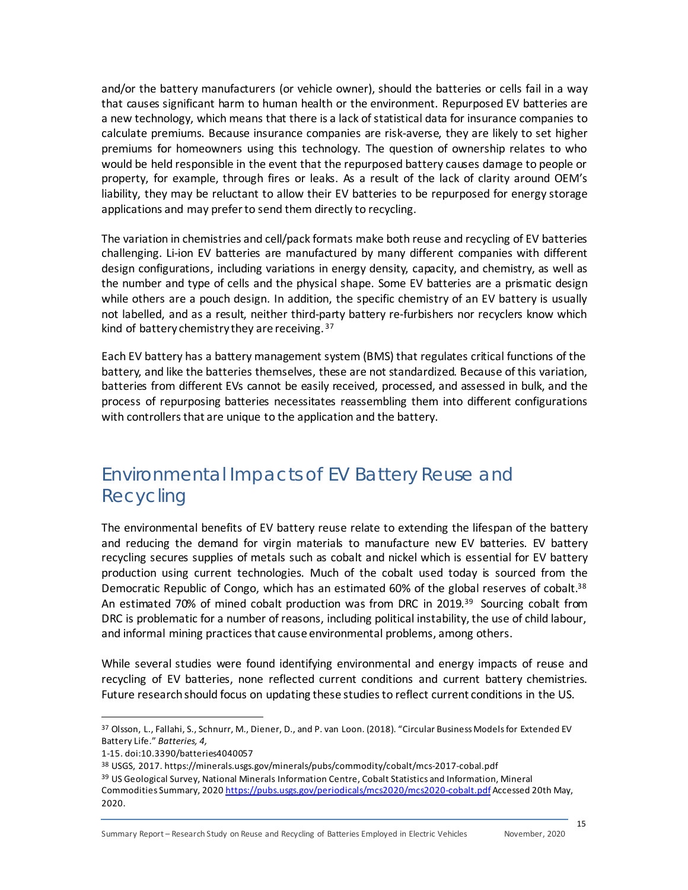and/or the battery manufacturers (or vehicle owner), should the batteries or cells fail in a way that causes significant harm to human health or the environment. Repurposed EV batteries are a new technology, which means that there is a lack of statistical data for insurance companies to calculate premiums. Because insurance companies are risk-averse, they are likely to set higher premiums for homeowners using this technology. The question of ownership relates to who would be held responsible in the event that the repurposed battery causes damage to people or property, for example, through fires or leaks. As a result of the lack of clarity around OEM's liability, they may be reluctant to allow their EV batteries to be repurposed for energy storage applications and may prefer to send them directly to recycling.

The variation in chemistries and cell/pack formats make both reuse and recycling of EV batteries challenging. Li-ion EV batteries are manufactured by many different companies with different design configurations, including variations in energy density, capacity, and chemistry, as well as the number and type of cells and the physical shape. Some EV batteries are a prismatic design while others are a pouch design. In addition, the specific chemistry of an EV battery is usually not labelled, and as a result, neither third-party battery re-furbishers nor recyclers know which kind of battery chemistry they are receiving.[37]

Each EV battery has a battery management system (BMS) that regulates critical functions of the battery, and like the batteries themselves, these are not standardized. Because of this variation, batteries from different EVs cannot be easily received, processed, and assessed in bulk, and the process of repurposing batteries necessitates reassembling them into different configurations with controllers that are unique to the application and the battery.

## Environmental Impacts of EV Battery Reuse and Recycling

The environmental benefits of EV battery reuse relate to extending the lifespan of the battery and reducing the demand for virgin materials to manufacture new EV batteries. EV battery recycling secures supplies of metals such as cobalt and nickel which is essential for EV battery production using current technologies. Much of the cobalt used today is sourced from the Democratic Republic of Congo, which has an estimated 60% of the global reserves of cobalt.[38] An estimated 70% of mined cobalt production was from DRC in 2019.[39] Sourcing cobalt from DRC is problematic for a number of reasons, including political instability, the use of child labour, and informal mining practices that cause environmental problems, among others.

While several studies were found identifying environmental and energy impacts of reuse and recycling of EV batteries, none reflected current conditions and current battery chemistries. Future research should focus on updating these studies to reflect current conditions in the US.

---

[37] Olsson, L., Fallahi, S., Schnurr, M., Diener, D., and P. van Loon. (2018). "Circular Business Models for Extended EV Battery Life." *Batteries, 4,* 1-15. doi:10.3390/batteries4040057

[38] USGS, 2017. https://minerals.usgs.gov/minerals/pubs/commodity/cobalt/mcs-2017-cobal.pdf

[39] US Geological Survey, National Minerals Information Centre, Cobalt Statistics and Information, Mineral Commodities Summary, 2020 https://pubs.usgs.gov/periodicals/mcs2020/mcs2020-cobalt.pdf Accessed 20th May, 2020.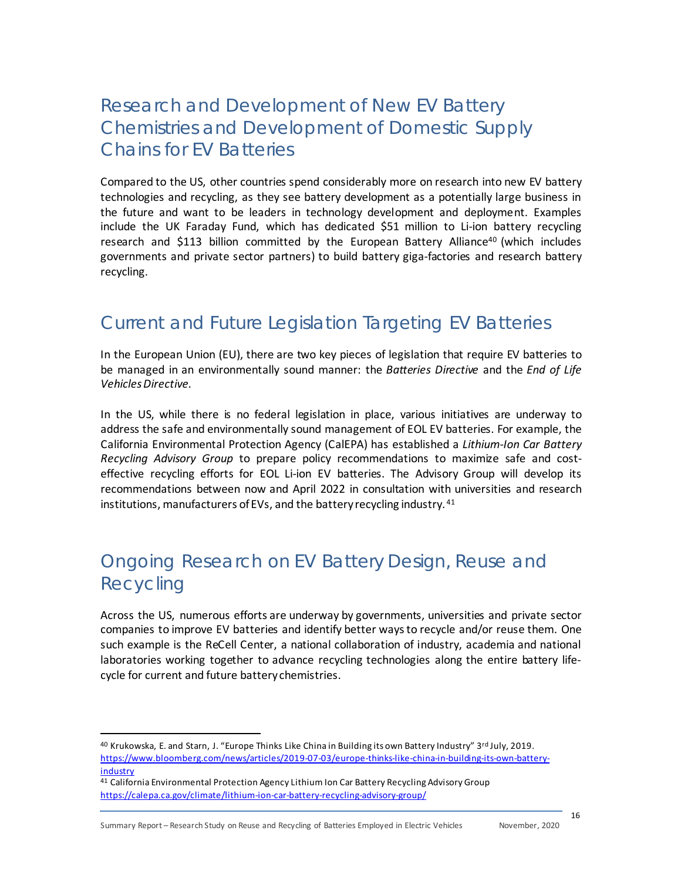## Research and Development of New EV Battery Chemistries and Development of Domestic Supply Chains for EV Batteries

Compared to the US, other countries spend considerably more on research into new EV battery technologies and recycling, as they see battery development as a potentially large business in the future and want to be leaders in technology development and deployment. Examples include the UK Faraday Fund, which has dedicated $51 million to Li-ion battery recycling research and $113 billion committed by the European Battery Alliance[40] (which includes governments and private sector partners) to build battery giga-factories and research battery recycling.

## Current and Future Legislation Targeting EV Batteries

In the European Union (EU), there are two key pieces of legislation that require EV batteries to be managed in an environmentally sound manner: the *Batteries Directive* and the *End of Life Vehicles Directive.*

In the US, while there is no federal legislation in place, various initiatives are underway to address the safe and environmentally sound management of EOL EV batteries. For example, the California Environmental Protection Agency (CalEPA) has established a *Lithium-Ion Car Battery Recycling Advisory Group* to prepare policy recommendations to maximize safe and cost-effective recycling efforts for EOL Li-ion EV batteries. The Advisory Group will develop its recommendations between now and April 2022 in consultation with universities and research institutions, manufacturers of EVs, and the battery recycling industry.[41]

## Ongoing Research on EV Battery Design, Reuse and Recycling

Across the US, numerous efforts are underway by governments, universities and private sector companies to improve EV batteries and identify better ways to recycle and/or reuse them. One such example is the ReCell Center, a national collaboration of industry, academia and national laboratories working together to advance recycling technologies along the entire battery life-cycle for current and future battery chemistries.

---

[40] Krukowska, E. and Starn, J. "Europe Thinks Like China in Building its own Battery Industry" 3rd July, 2019. https://www.bloomberg.com/news/articles/2019-07-03/europe-thinks-like-china-in-building-its-own-battery-industry

[41] California Environmental Protection Agency Lithium Ion Car Battery Recycling Advisory Group https://calepa.ca.gov/climate/lithium-ion-car-battery-recycling-advisory-group/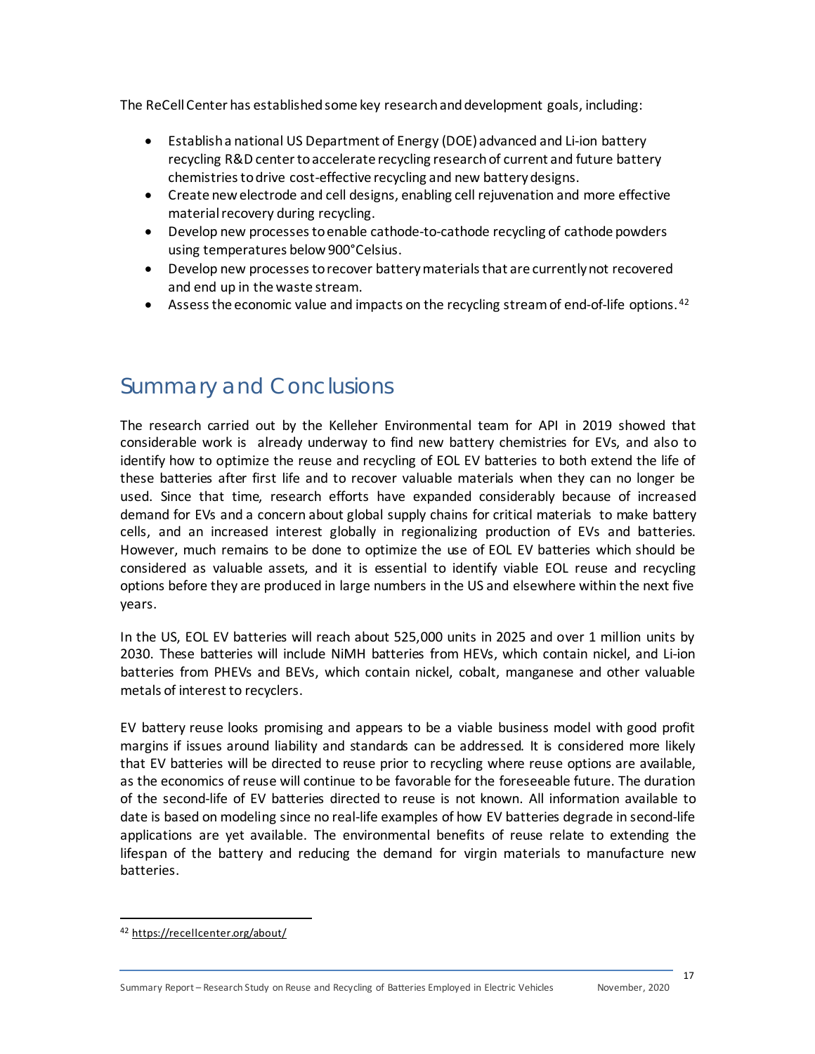The ReCell Center has established some key research and development goals, including:

- Establish a national US Department of Energy (DOE) advanced and Li-ion battery recycling R&D center to accelerate recycling research of current and future battery chemistries to drive cost-effective recycling and new battery designs.
- Create new electrode and cell designs, enabling cell rejuvenation and more effective material recovery during recycling.
- Develop new processes to enable cathode-to-cathode recycling of cathode powders using temperatures below 900°Celsius.
- Develop new processes to recover battery materials that are currently not recovered and end up in the waste stream.
- Assess the economic value and impacts on the recycling stream of end-of-life options.[42]

## Summary and Conclusions

The research carried out by the Kelleher Environmental team for API in 2019 showed that considerable work is already underway to find new battery chemistries for EVs, and also to identify how to optimize the reuse and recycling of EOL EV batteries to both extend the life of these batteries after first life and to recover valuable materials when they can no longer be used. Since that time, research efforts have expanded considerably because of increased demand for EVs and a concern about global supply chains for critical materials to make battery cells, and an increased interest globally in regionalizing production of EVs and batteries. However, much remains to be done to optimize the use of EOL EV batteries which should be considered as valuable assets, and it is essential to identify viable EOL reuse and recycling options before they are produced in large numbers in the US and elsewhere within the next five years.

In the US, EOL EV batteries will reach about 525,000 units in 2025 and over 1 million units by 2030. These batteries will include NiMH batteries from HEVs, which contain nickel, and Li-ion batteries from PHEVs and BEVs, which contain nickel, cobalt, manganese and other valuable metals of interest to recyclers.

EV battery reuse looks promising and appears to be a viable business model with good profit margins if issues around liability and standards can be addressed. It is considered more likely that EV batteries will be directed to reuse prior to recycling where reuse options are available, as the economics of reuse will continue to be favorable for the foreseeable future. The duration of the second-life of EV batteries directed to reuse is not known. All information available to date is based on modeling since no real-life examples of how EV batteries degrade in second-life applications are yet available. The environmental benefits of reuse relate to extending the lifespan of the battery and reducing the demand for virgin materials to manufacture new batteries.

[42] https://recellcenter.org/about/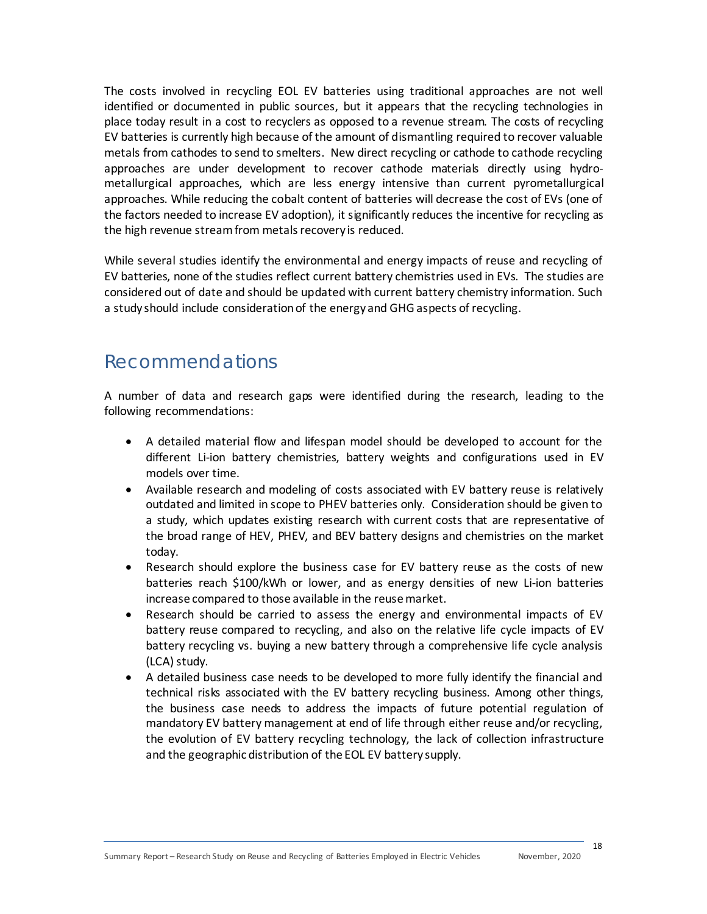The costs involved in recycling EOL EV batteries using traditional approaches are not well identified or documented in public sources, but it appears that the recycling technologies in place today result in a cost to recyclers as opposed to a revenue stream. The costs of recycling EV batteries is currently high because of the amount of dismantling required to recover valuable metals from cathodes to send to smelters. New direct recycling or cathode to cathode recycling approaches are under development to recover cathode materials directly using hydro-metallurgical approaches, which are less energy intensive than current pyrometallurgical approaches. While reducing the cobalt content of batteries will decrease the cost of EVs (one of the factors needed to increase EV adoption), it significantly reduces the incentive for recycling as the high revenue stream from metals recovery is reduced.

While several studies identify the environmental and energy impacts of reuse and recycling of EV batteries, none of the studies reflect current battery chemistries used in EVs. The studies are considered out of date and should be updated with current battery chemistry information. Such a study should include consideration of the energy and GHG aspects of recycling.

## Recommendations

A number of data and research gaps were identified during the research, leading to the following recommendations:

- A detailed material flow and lifespan model should be developed to account for the different Li-ion battery chemistries, battery weights and configurations used in EV models over time.
- Available research and modeling of costs associated with EV battery reuse is relatively outdated and limited in scope to PHEV batteries only. Consideration should be given to a study, which updates existing research with current costs that are representative of the broad range of HEV, PHEV, and BEV battery designs and chemistries on the market today.
- Research should explore the business case for EV battery reuse as the costs of new batteries reach $100/kWh or lower, and as energy densities of new Li-ion batteries increase compared to those available in the reuse market.
- Research should be carried to assess the energy and environmental impacts of EV battery reuse compared to recycling, and also on the relative life cycle impacts of EV battery recycling vs. buying a new battery through a comprehensive life cycle analysis (LCA) study.
- A detailed business case needs to be developed to more fully identify the financial and technical risks associated with the EV battery recycling business. Among other things, the business case needs to address the impacts of future potential regulation of mandatory EV battery management at end of life through either reuse and/or recycling, the evolution of EV battery recycling technology, the lack of collection infrastructure and the geographic distribution of the EOL EV battery supply.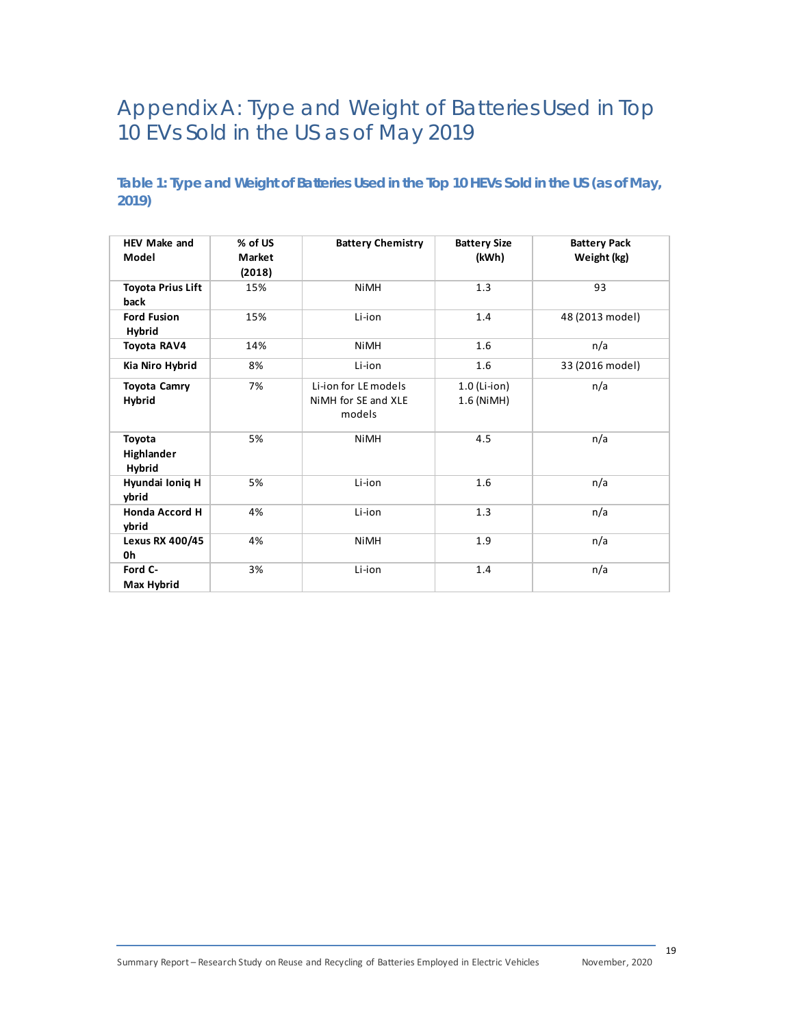# Appendix A: Type and Weight of Batteries Used in Top 10 EVs Sold in the US as of May 2019

### Table 1: Type and Weight of Batteries Used in the Top 10 HEVs Sold in the US (as of May, 2019)

| HEV Make and Model | % of US Market (2018) | Battery Chemistry | Battery Size (kWh) | Battery Pack Weight (kg) |
|---|---|---|---|---|
| **Toyota Prius Liftback** | 15% | NiMH | 1.3 | 93 |
| **Ford Fusion Hybrid** | 15% | Li-ion | 1.4 | 48 (2013 model) |
| **Toyota RAV4** | 14% | NiMH | 1.6 | n/a |
| **Kia Niro Hybrid** | 8% | Li-ion | 1.6 | 33 (2016 model) |
| **Toyota Camry Hybrid** | 7% | Li-ion for LE models NiMH for SE and XLE models | 1.0 (Li-ion) 1.6 (NiMH) | n/a |
| **Toyota Highlander Hybrid** | 5% | NiMH | 4.5 | n/a |
| **Hyundai Ioniq Hybrid** | 5% | Li-ion | 1.6 | n/a |
| **Honda Accord Hybrid** | 4% | Li-ion | 1.3 | n/a |
| **Lexus RX 400/450h** | 4% | NiMH | 1.9 | n/a |
| **Ford C-Max Hybrid** | 3% | Li-ion | 1.4 | n/a |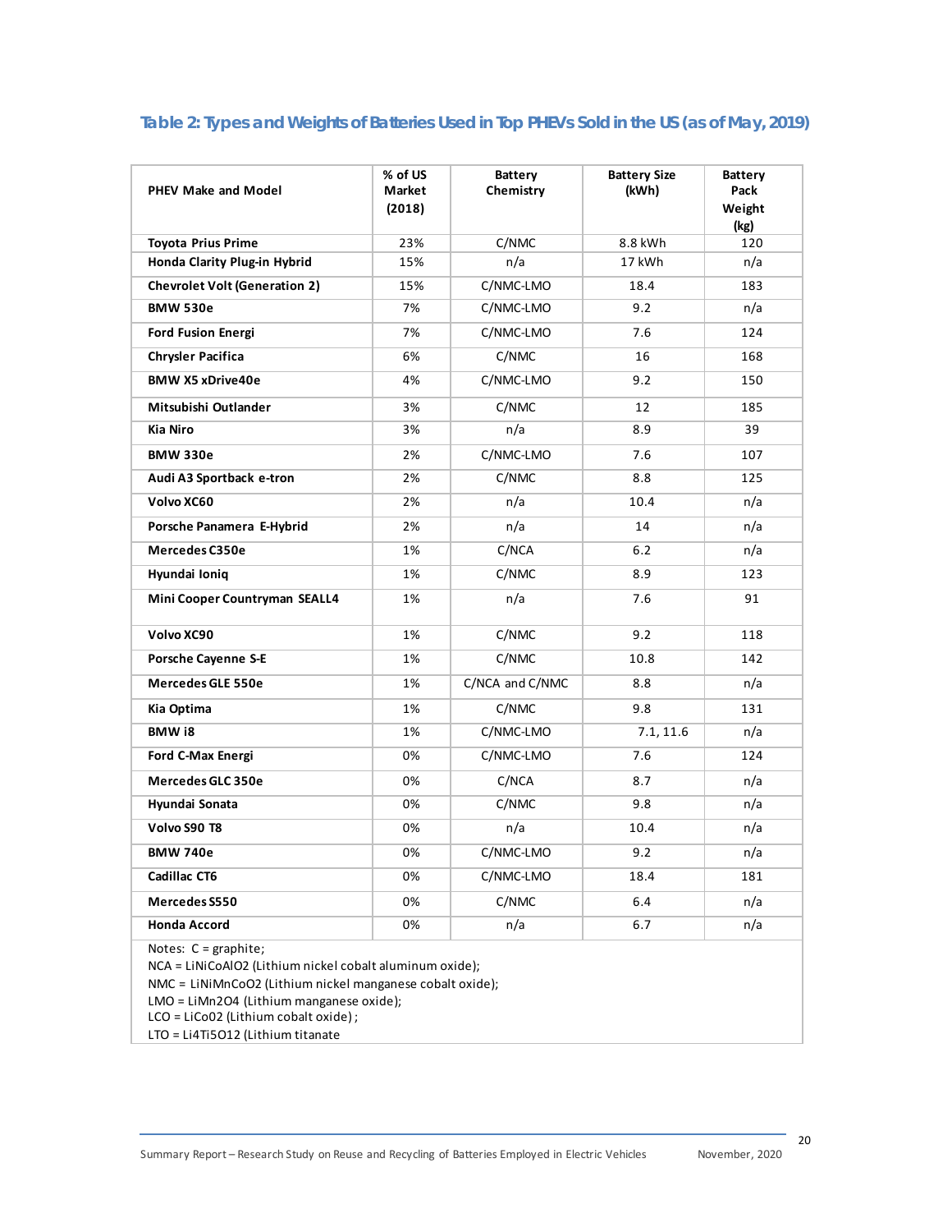### Table 2: Types and Weights of Batteries Used in Top PHEVs Sold in the US (as of May, 2019)

| PHEV Make and Model | % of US Market (2018) | Battery Chemistry | Battery Size (kWh) | Battery Pack Weight (kg) |
|---|---|---|---|---|
| **Toyota Prius Prime** | 23% | C/NMC | 8.8 kWh | 120 |
| **Honda Clarity Plug-in Hybrid** | 15% | n/a | 17 kWh | n/a |
| **Chevrolet Volt (Generation 2)** | 15% | C/NMC-LMO | 18.4 | 183 |
| **BMW 530e** | 7% | C/NMC-LMO | 9.2 | n/a |
| **Ford Fusion Energi** | 7% | C/NMC-LMO | 7.6 | 124 |
| **Chrysler Pacifica** | 6% | C/NMC | 16 | 168 |
| **BMW X5 xDrive40e** | 4% | C/NMC-LMO | 9.2 | 150 |
| **Mitsubishi Outlander** | 3% | C/NMC | 12 | 185 |
| **Kia Niro** | 3% | n/a | 8.9 | 39 |
| **BMW 330e** | 2% | C/NMC-LMO | 7.6 | 107 |
| **Audi A3 Sportback e-tron** | 2% | C/NMC | 8.8 | 125 |
| **Volvo XC60** | 2% | n/a | 10.4 | n/a |
| **Porsche Panamera E-Hybrid** | 2% | n/a | 14 | n/a |
| **Mercedes C350e** | 1% | C/NCA | 6.2 | n/a |
| **Hyundai Ioniq** | 1% | C/NMC | 8.9 | 123 |
| **Mini Cooper Countryman SEALL4** | 1% | n/a | 7.6 | 91 |
| **Volvo XC90** | 1% | C/NMC | 9.2 | 118 |
| **Porsche Cayenne S-E** | 1% | C/NMC | 10.8 | 142 |
| **Mercedes GLE 550e** | 1% | C/NCA and C/NMC | 8.8 | n/a |
| **Kia Optima** | 1% | C/NMC | 9.8 | 131 |
| **BMW i8** | 1% | C/NMC-LMO | 7.1, 11.6 | n/a |
| **Ford C-Max Energi** | 0% | C/NMC-LMO | 7.6 | 124 |
| **Mercedes GLC 350e** | 0% | C/NCA | 8.7 | n/a |
| **Hyundai Sonata** | 0% | C/NMC | 9.8 | n/a |
| **Volvo S90 T8** | 0% | n/a | 10.4 | n/a |
| **BMW 740e** | 0% | C/NMC-LMO | 9.2 | n/a |
| **Cadillac CT6** | 0% | C/NMC-LMO | 18.4 | 181 |
| **Mercedes S550** | 0% | C/NMC | 6.4 | n/a |
| **Honda Accord** | 0% | n/a | 6.7 | n/a |

Notes: C = graphite;
NCA = $LiNiCoAlO_2$ (Lithium nickel cobalt aluminum oxide);
NMC = $LiNiMnCoO_2$ (Lithium nickel manganese cobalt oxide);
LMO = $LiMn_2O_4$ (Lithium manganese oxide);
LCO = $LiCo0_2$ (Lithium cobalt oxide);
LTO = $Li_4Ti_5O_{12}$ (Lithium titanate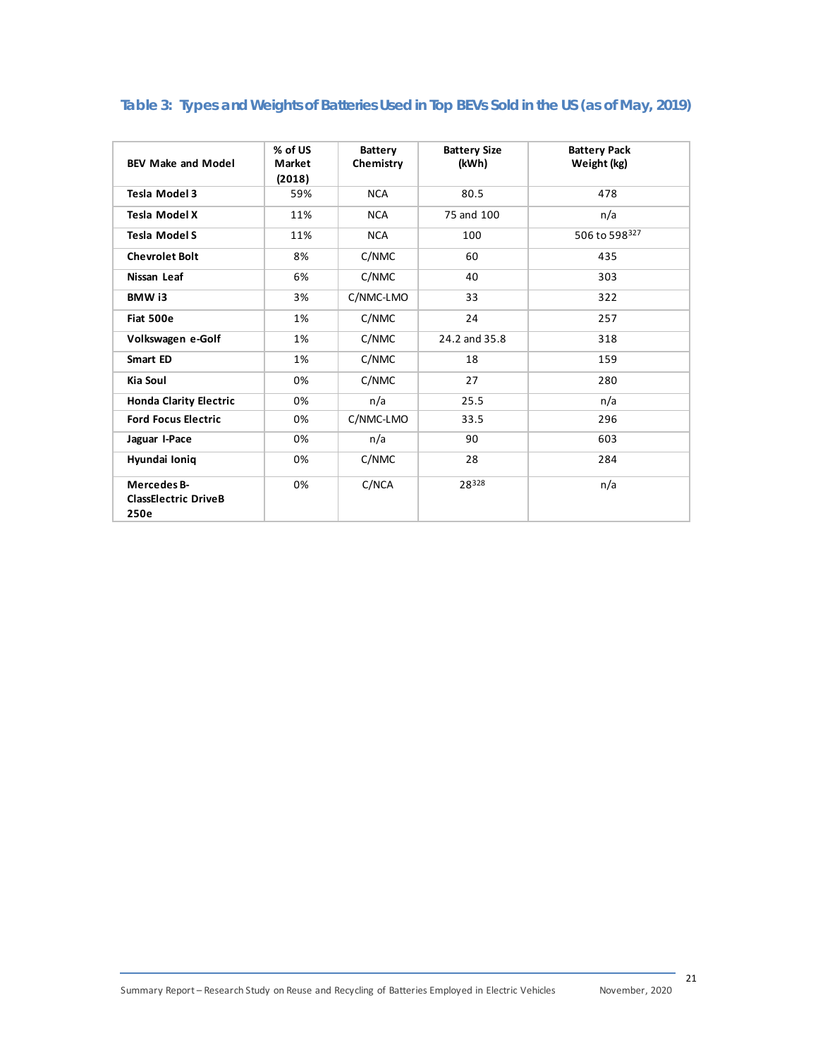### Table 3: Types and Weights of Batteries Used in Top BEVs Sold in the US (as of May, 2019)

| BEV Make and Model | % of US Market (2018) | Battery Chemistry | Battery Size (kWh) | Battery Pack Weight (kg) |
|---|---|---|---|---|
| **Tesla Model 3** | 59% | NCA | 80.5 | 478 |
| **Tesla Model X** | 11% | NCA | 75 and 100 | n/a |
| **Tesla Model S** | 11% | NCA | 100 | 506 to 598[327] |
| **Chevrolet Bolt** | 8% | C/NMC | 60 | 435 |
| **Nissan Leaf** | 6% | C/NMC | 40 | 303 |
| **BMW i3** | 3% | C/NMC-LMO | 33 | 322 |
| **Fiat 500e** | 1% | C/NMC | 24 | 257 |
| **Volkswagen e-Golf** | 1% | C/NMC | 24.2 and 35.8 | 318 |
| **Smart ED** | 1% | C/NMC | 18 | 159 |
| **Kia Soul** | 0% | C/NMC | 27 | 280 |
| **Honda Clarity Electric** | 0% | n/a | 25.5 | n/a |
| **Ford Focus Electric** | 0% | C/NMC-LMO | 33.5 | 296 |
| **Jaguar I-Pace** | 0% | n/a | 90 | 603 |
| **Hyundai Ioniq** | 0% | C/NMC | 28 | 284 |
| **Mercedes B-ClassElectric DriveB 250e** | 0% | C/NCA | 28[328] | n/a |